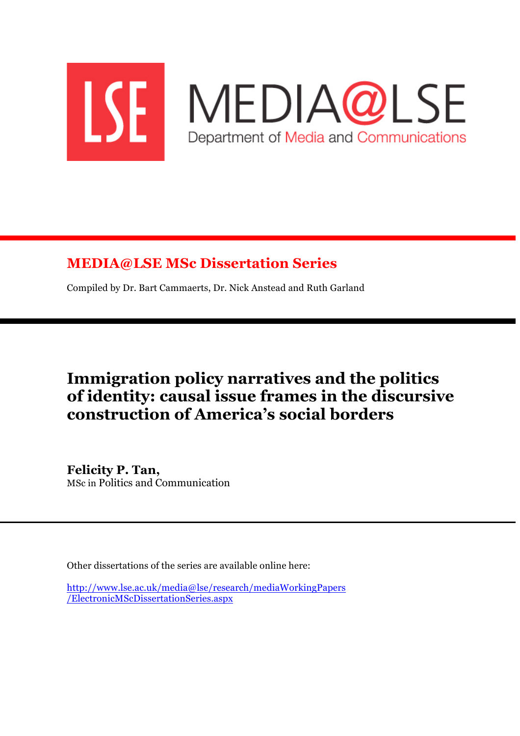# MEDIA@LSE

Department of Media and Communications

## MEDIA@LSE MSc Dissertation Series

Compiled by Dr. Bart Cammaerts, Dr. Nick Anstead and Ruth Garland

# Immigration policy narratives and the politics of identity: causal issue frames in the discursive construction of America's social borders

**Felicity P. Tan,**
MSc in Politics and Communication

Other dissertations of the series are available online here:

[http://www.lse.ac.uk/media@lse/research/mediaWorkingPapers/ElectronicMScDissertationSeries.aspx](http://www.lse.ac.uk/media@lse/research/mediaWorkingPapers/ElectronicMScDissertationSeries.aspx)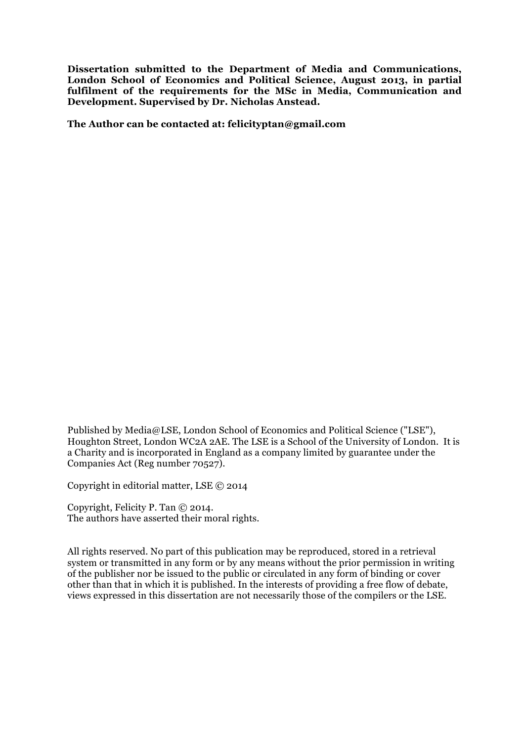**Dissertation submitted to the Department of Media and Communications, London School of Economics and Political Science, August 2013, in partial fulfilment of the requirements for the MSc in Media, Communication and Development. Supervised by Dr. Nicholas Anstead.**

**The Author can be contacted at: felicityptan@gmail.com**

Published by Media@LSE, London School of Economics and Political Science ("LSE"), Houghton Street, London WC2A 2AE. The LSE is a School of the University of London. It is a Charity and is incorporated in England as a company limited by guarantee under the Companies Act (Reg number 70527).

Copyright in editorial matter, LSE © 2014

Copyright, Felicity P. Tan © 2014.
The authors have asserted their moral rights.

All rights reserved. No part of this publication may be reproduced, stored in a retrieval system or transmitted in any form or by any means without the prior permission in writing of the publisher nor be issued to the public or circulated in any form of binding or cover other than that in which it is published. In the interests of providing a free flow of debate, views expressed in this dissertation are not necessarily those of the compilers or the LSE.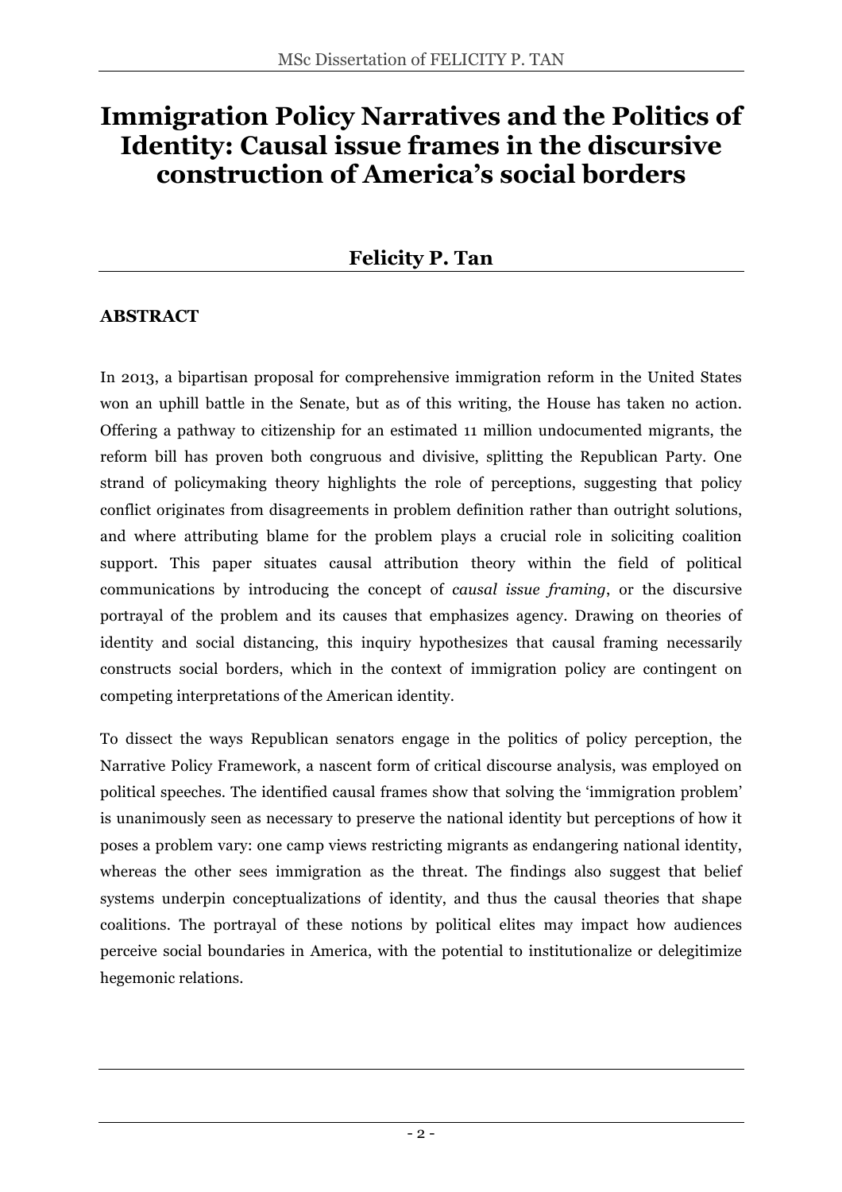# Immigration Policy Narratives and the Politics of Identity: Causal issue frames in the discursive construction of America's social borders

## Felicity P. Tan

### ABSTRACT

In 2013, a bipartisan proposal for comprehensive immigration reform in the United States won an uphill battle in the Senate, but as of this writing, the House has taken no action. Offering a pathway to citizenship for an estimated 11 million undocumented migrants, the reform bill has proven both congruous and divisive, splitting the Republican Party. One strand of policymaking theory highlights the role of perceptions, suggesting that policy conflict originates from disagreements in problem definition rather than outright solutions, and where attributing blame for the problem plays a crucial role in soliciting coalition support. This paper situates causal attribution theory within the field of political communications by introducing the concept of *causal issue framing*, or the discursive portrayal of the problem and its causes that emphasizes agency. Drawing on theories of identity and social distancing, this inquiry hypothesizes that causal framing necessarily constructs social borders, which in the context of immigration policy are contingent on competing interpretations of the American identity.

To dissect the ways Republican senators engage in the politics of policy perception, the Narrative Policy Framework, a nascent form of critical discourse analysis, was employed on political speeches. The identified causal frames show that solving the 'immigration problem' is unanimously seen as necessary to preserve the national identity but perceptions of how it poses a problem vary: one camp views restricting migrants as endangering national identity, whereas the other sees immigration as the threat. The findings also suggest that belief systems underpin conceptualizations of identity, and thus the causal theories that shape coalitions. The portrayal of these notions by political elites may impact how audiences perceive social boundaries in America, with the potential to institutionalize or delegitimize hegemonic relations.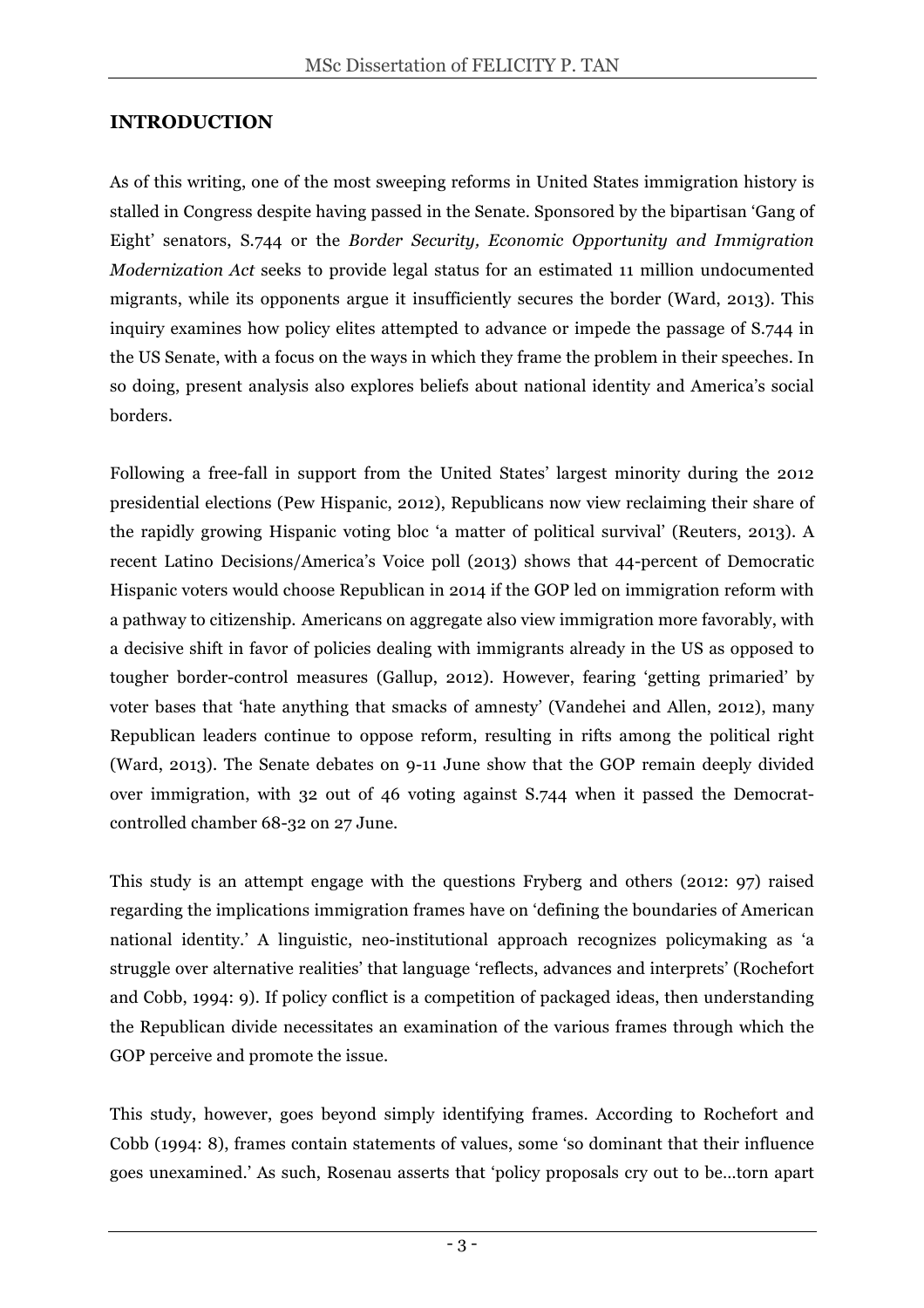## INTRODUCTION

As of this writing, one of the most sweeping reforms in United States immigration history is stalled in Congress despite having passed in the Senate. Sponsored by the bipartisan 'Gang of Eight' senators, S.744 or the *Border Security, Economic Opportunity and Immigration Modernization Act* seeks to provide legal status for an estimated 11 million undocumented migrants, while its opponents argue it insufficiently secures the border (Ward, 2013). This inquiry examines how policy elites attempted to advance or impede the passage of S.744 in the US Senate, with a focus on the ways in which they frame the problem in their speeches. In so doing, present analysis also explores beliefs about national identity and America's social borders.

Following a free-fall in support from the United States' largest minority during the 2012 presidential elections (Pew Hispanic, 2012), Republicans now view reclaiming their share of the rapidly growing Hispanic voting bloc 'a matter of political survival' (Reuters, 2013). A recent Latino Decisions/America's Voice poll (2013) shows that 44-percent of Democratic Hispanic voters would choose Republican in 2014 if the GOP led on immigration reform with a pathway to citizenship. Americans on aggregate also view immigration more favorably, with a decisive shift in favor of policies dealing with immigrants already in the US as opposed to tougher border-control measures (Gallup, 2012). However, fearing 'getting primaried' by voter bases that 'hate anything that smacks of amnesty' (Vandehei and Allen, 2012), many Republican leaders continue to oppose reform, resulting in rifts among the political right (Ward, 2013). The Senate debates on 9-11 June show that the GOP remain deeply divided over immigration, with 32 out of 46 voting against S.744 when it passed the Democrat-controlled chamber 68-32 on 27 June.

This study is an attempt engage with the questions Fryberg and others (2012: 97) raised regarding the implications immigration frames have on 'defining the boundaries of American national identity.' A linguistic, neo-institutional approach recognizes policymaking as 'a struggle over alternative realities' that language 'reflects, advances and interprets' (Rochefort and Cobb, 1994: 9). If policy conflict is a competition of packaged ideas, then understanding the Republican divide necessitates an examination of the various frames through which the GOP perceive and promote the issue.

This study, however, goes beyond simply identifying frames. According to Rochefort and Cobb (1994: 8), frames contain statements of values, some 'so dominant that their influence goes unexamined.' As such, Rosenau asserts that 'policy proposals cry out to be...torn apart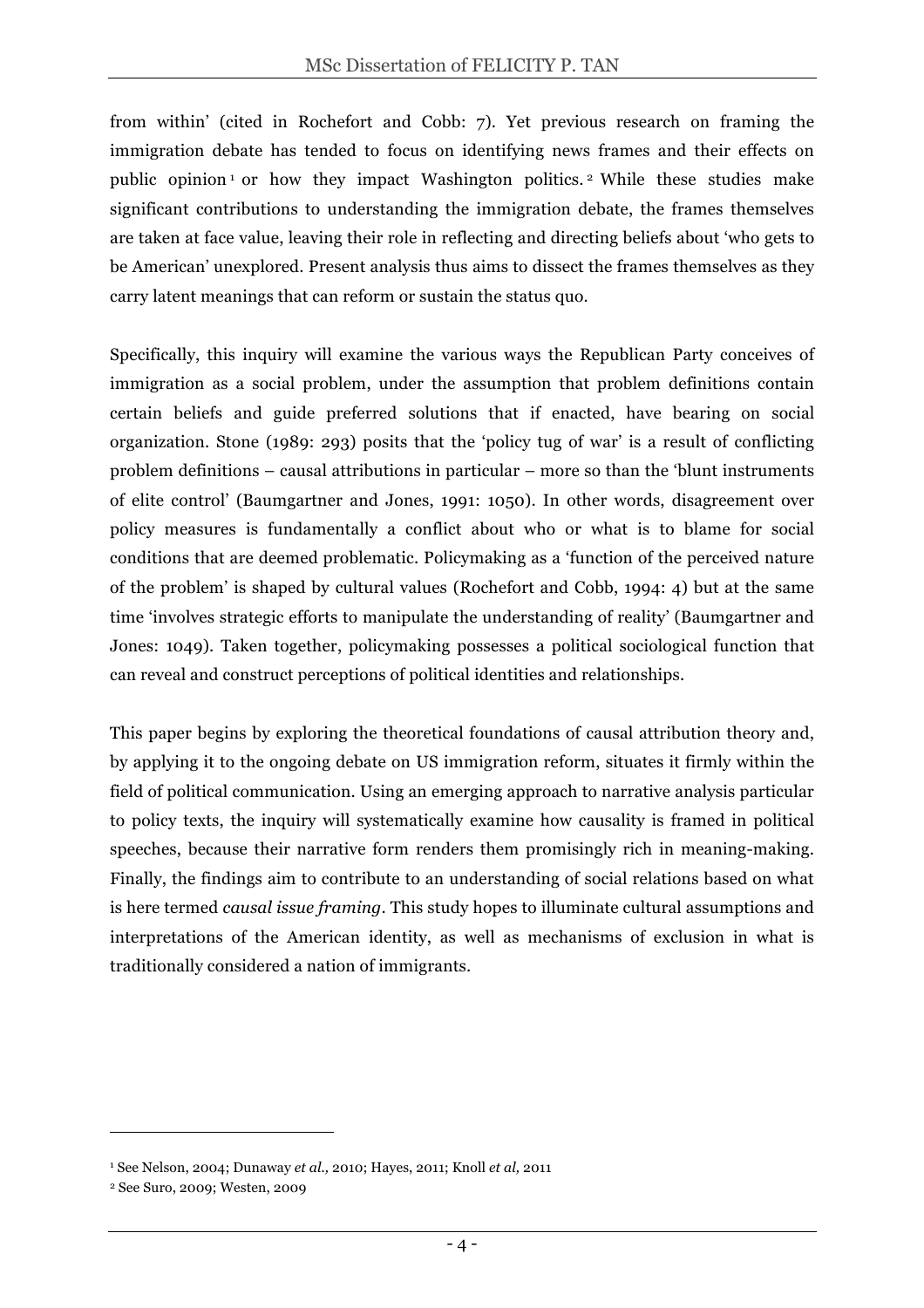from within' (cited in Rochefort and Cobb: 7). Yet previous research on framing the immigration debate has tended to focus on identifying news frames and their effects on public opinion[1] or how they impact Washington politics.[2] While these studies make significant contributions to understanding the immigration debate, the frames themselves are taken at face value, leaving their role in reflecting and directing beliefs about 'who gets to be American' unexplored. Present analysis thus aims to dissect the frames themselves as they carry latent meanings that can reform or sustain the status quo.

Specifically, this inquiry will examine the various ways the Republican Party conceives of immigration as a social problem, under the assumption that problem definitions contain certain beliefs and guide preferred solutions that if enacted, have bearing on social organization. Stone (1989: 293) posits that the 'policy tug of war' is a result of conflicting problem definitions – causal attributions in particular – more so than the 'blunt instruments of elite control' (Baumgartner and Jones, 1991: 1050). In other words, disagreement over policy measures is fundamentally a conflict about who or what is to blame for social conditions that are deemed problematic. Policymaking as a 'function of the perceived nature of the problem' is shaped by cultural values (Rochefort and Cobb, 1994: 4) but at the same time 'involves strategic efforts to manipulate the understanding of reality' (Baumgartner and Jones: 1049). Taken together, policymaking possesses a political sociological function that can reveal and construct perceptions of political identities and relationships.

This paper begins by exploring the theoretical foundations of causal attribution theory and, by applying it to the ongoing debate on US immigration reform, situates it firmly within the field of political communication. Using an emerging approach to narrative analysis particular to policy texts, the inquiry will systematically examine how causality is framed in political speeches, because their narrative form renders them promisingly rich in meaning-making. Finally, the findings aim to contribute to an understanding of social relations based on what is here termed *causal issue framing*. This study hopes to illuminate cultural assumptions and interpretations of the American identity, as well as mechanisms of exclusion in what is traditionally considered a nation of immigrants.

---

[1] See Nelson, 2004; Dunaway *et al.,* 2010; Hayes, 2011; Knoll *et al,* 2011

[2] See Suro, 2009; Westen, 2009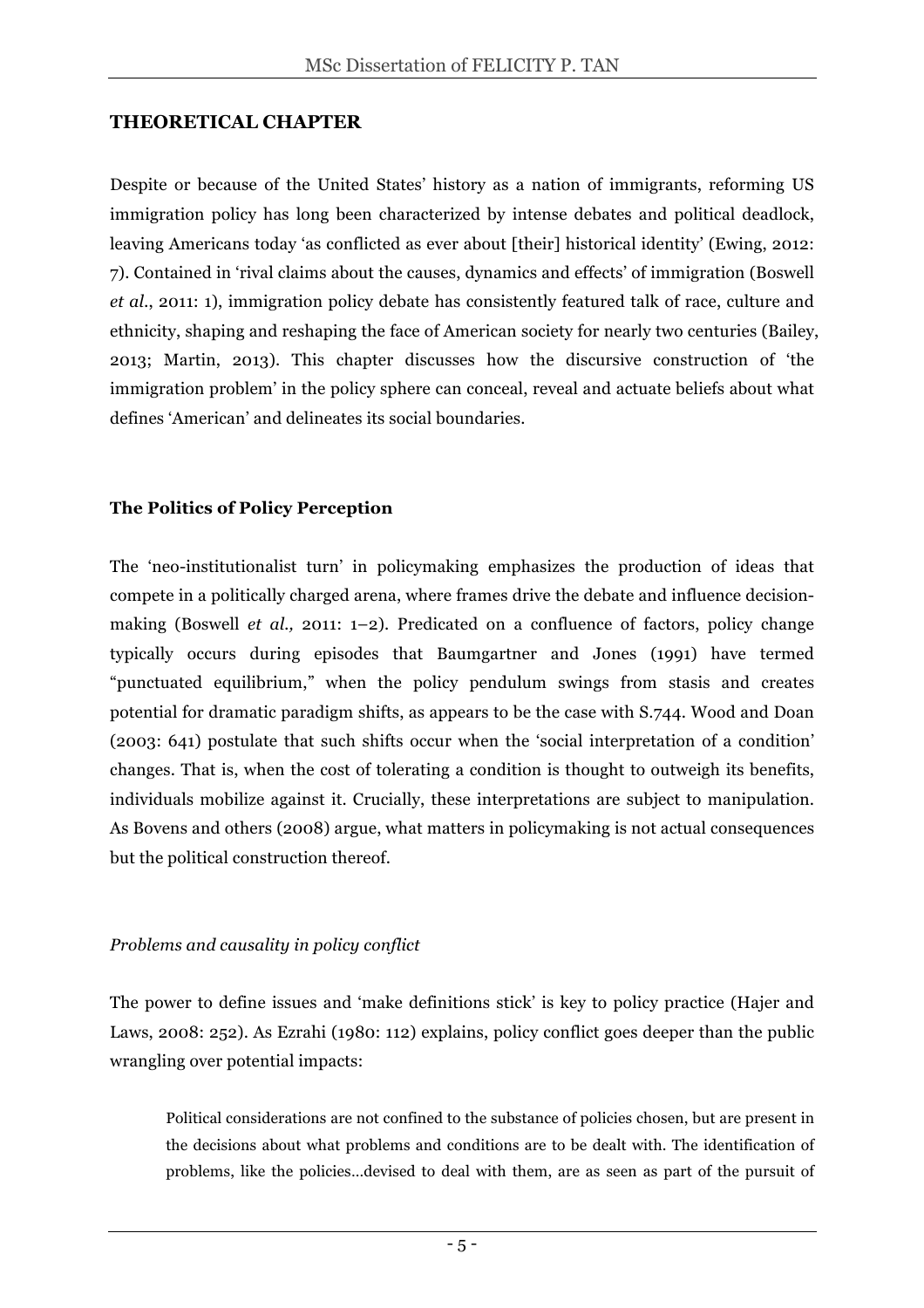## THEORETICAL CHAPTER

Despite or because of the United States' history as a nation of immigrants, reforming US immigration policy has long been characterized by intense debates and political deadlock, leaving Americans today 'as conflicted as ever about [their] historical identity' (Ewing, 2012: 7). Contained in 'rival claims about the causes, dynamics and effects' of immigration (Boswell *et al.*, 2011: 1), immigration policy debate has consistently featured talk of race, culture and ethnicity, shaping and reshaping the face of American society for nearly two centuries (Bailey, 2013; Martin, 2013). This chapter discusses how the discursive construction of 'the immigration problem' in the policy sphere can conceal, reveal and actuate beliefs about what defines 'American' and delineates its social boundaries.

### The Politics of Policy Perception

The 'neo-institutionalist turn' in policymaking emphasizes the production of ideas that compete in a politically charged arena, where frames drive the debate and influence decision-making (Boswell *et al.,* 2011: 1–2). Predicated on a confluence of factors, policy change typically occurs during episodes that Baumgartner and Jones (1991) have termed "punctuated equilibrium," when the policy pendulum swings from stasis and creates potential for dramatic paradigm shifts, as appears to be the case with S.744. Wood and Doan (2003: 641) postulate that such shifts occur when the 'social interpretation of a condition' changes. That is, when the cost of tolerating a condition is thought to outweigh its benefits, individuals mobilize against it. Crucially, these interpretations are subject to manipulation. As Bovens and others (2008) argue, what matters in policymaking is not actual consequences but the political construction thereof.

#### *Problems and causality in policy conflict*

The power to define issues and 'make definitions stick' is key to policy practice (Hajer and Laws, 2008: 252). As Ezrahi (1980: 112) explains, policy conflict goes deeper than the public wrangling over potential impacts:

> Political considerations are not confined to the substance of policies chosen, but are present in the decisions about what problems and conditions are to be dealt with. The identification of problems, like the policies...devised to deal with them, are as seen as part of the pursuit of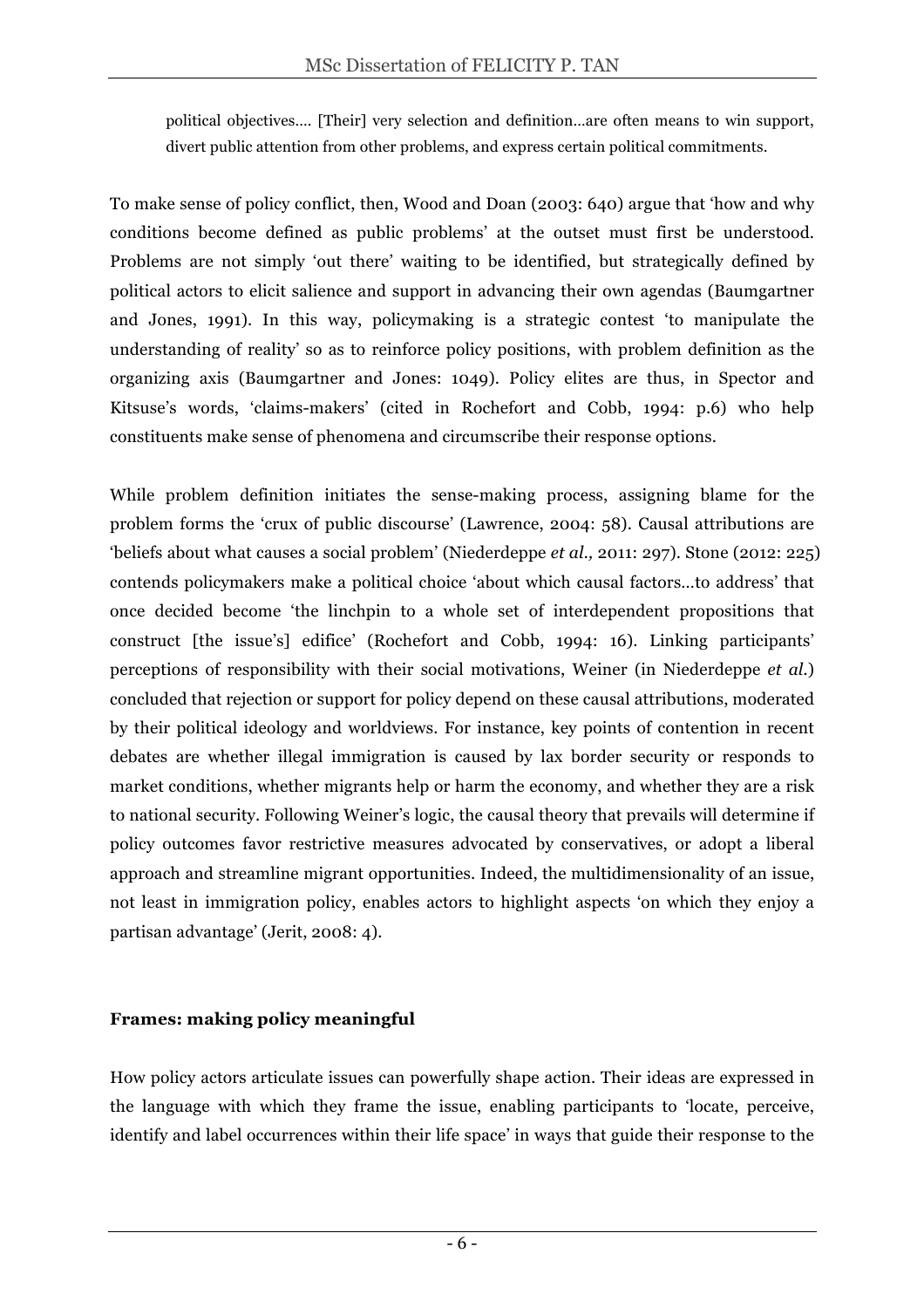> political objectives.... [Their] very selection and definition...are often means to win support, divert public attention from other problems, and express certain political commitments.

To make sense of policy conflict, then, Wood and Doan (2003: 640) argue that 'how and why conditions become defined as public problems' at the outset must first be understood. Problems are not simply 'out there' waiting to be identified, but strategically defined by political actors to elicit salience and support in advancing their own agendas (Baumgartner and Jones, 1991). In this way, policymaking is a strategic contest 'to manipulate the understanding of reality' so as to reinforce policy positions, with problem definition as the organizing axis (Baumgartner and Jones: 1049). Policy elites are thus, in Spector and Kitsuse's words, 'claims-makers' (cited in Rochefort and Cobb, 1994: p.6) who help constituents make sense of phenomena and circumscribe their response options.

While problem definition initiates the sense-making process, assigning blame for the problem forms the 'crux of public discourse' (Lawrence, 2004: 58). Causal attributions are 'beliefs about what causes a social problem' (Niederdeppe *et al.,* 2011: 297). Stone (2012: 225) contends policymakers make a political choice 'about which causal factors...to address' that once decided become 'the linchpin to a whole set of interdependent propositions that construct [the issue's] edifice' (Rochefort and Cobb, 1994: 16). Linking participants' perceptions of responsibility with their social motivations, Weiner (in Niederdeppe *et al.*) concluded that rejection or support for policy depend on these causal attributions, moderated by their political ideology and worldviews. For instance, key points of contention in recent debates are whether illegal immigration is caused by lax border security or responds to market conditions, whether migrants help or harm the economy, and whether they are a risk to national security. Following Weiner's logic, the causal theory that prevails will determine if policy outcomes favor restrictive measures advocated by conservatives, or adopt a liberal approach and streamline migrant opportunities. Indeed, the multidimensionality of an issue, not least in immigration policy, enables actors to highlight aspects 'on which they enjoy a partisan advantage' (Jerit, 2008: 4).

**Frames: making policy meaningful**

How policy actors articulate issues can powerfully shape action. Their ideas are expressed in the language with which they frame the issue, enabling participants to 'locate, perceive, identify and label occurrences within their life space' in ways that guide their response to the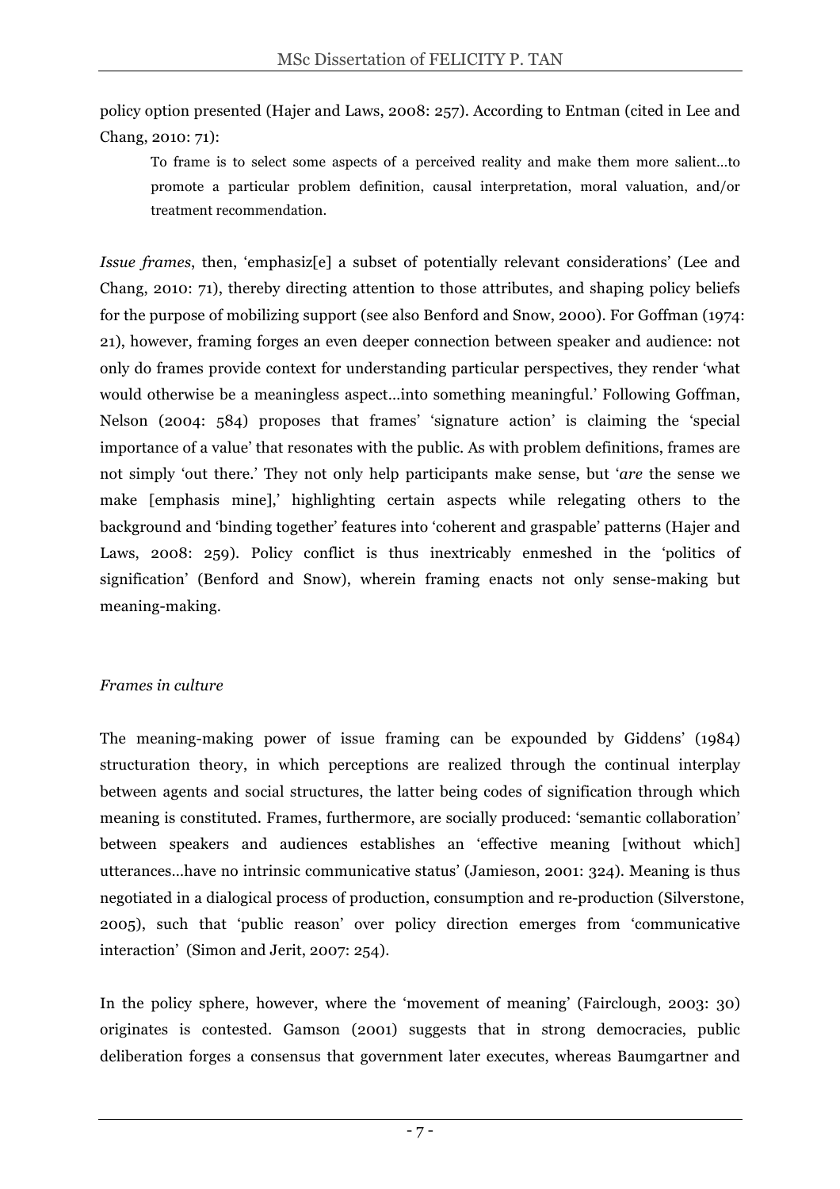policy option presented (Hajer and Laws, 2008: 257). According to Entman (cited in Lee and Chang, 2010: 71):

> To frame is to select some aspects of a perceived reality and make them more salient…to promote a particular problem definition, causal interpretation, moral valuation, and/or treatment recommendation.

*Issue frames*, then, 'emphasiz[e] a subset of potentially relevant considerations' (Lee and Chang, 2010: 71), thereby directing attention to those attributes, and shaping policy beliefs for the purpose of mobilizing support (see also Benford and Snow, 2000). For Goffman (1974: 21), however, framing forges an even deeper connection between speaker and audience: not only do frames provide context for understanding particular perspectives, they render 'what would otherwise be a meaningless aspect…into something meaningful.' Following Goffman, Nelson (2004: 584) proposes that frames' 'signature action' is claiming the 'special importance of a value' that resonates with the public. As with problem definitions, frames are not simply 'out there.' They not only help participants make sense, but '*are* the sense we make [emphasis mine],' highlighting certain aspects while relegating others to the background and 'binding together' features into 'coherent and graspable' patterns (Hajer and Laws, 2008: 259). Policy conflict is thus inextricably enmeshed in the 'politics of signification' (Benford and Snow), wherein framing enacts not only sense-making but meaning-making.

*Frames in culture*

The meaning-making power of issue framing can be expounded by Giddens' (1984) structuration theory, in which perceptions are realized through the continual interplay between agents and social structures, the latter being codes of signification through which meaning is constituted. Frames, furthermore, are socially produced: 'semantic collaboration' between speakers and audiences establishes an 'effective meaning [without which] utterances…have no intrinsic communicative status' (Jamieson, 2001: 324). Meaning is thus negotiated in a dialogical process of production, consumption and re-production (Silverstone, 2005), such that 'public reason' over policy direction emerges from 'communicative interaction' (Simon and Jerit, 2007: 254).

In the policy sphere, however, where the 'movement of meaning' (Fairclough, 2003: 30) originates is contested. Gamson (2001) suggests that in strong democracies, public deliberation forges a consensus that government later executes, whereas Baumgartner and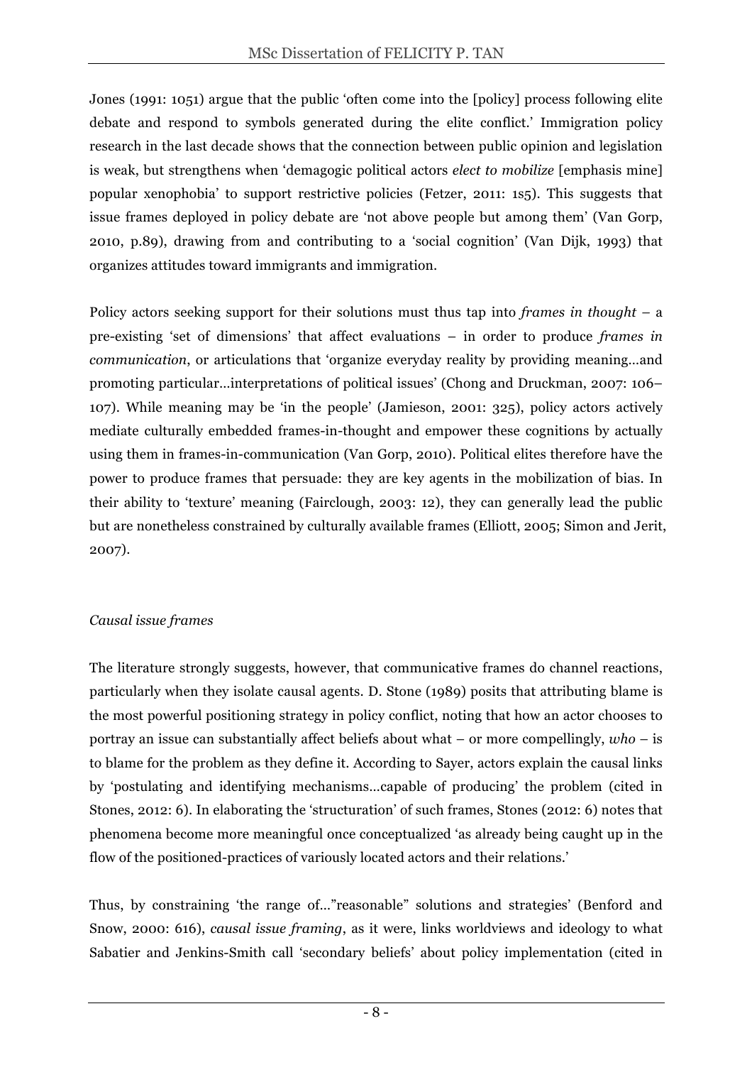Jones (1991: 1051) argue that the public 'often come into the [policy] process following elite debate and respond to symbols generated during the elite conflict.' Immigration policy research in the last decade shows that the connection between public opinion and legislation is weak, but strengthens when 'demagogic political actors *elect to mobilize* [emphasis mine] popular xenophobia' to support restrictive policies (Fetzer, 2011: 1s5). This suggests that issue frames deployed in policy debate are 'not above people but among them' (Van Gorp, 2010, p.89), drawing from and contributing to a 'social cognition' (Van Dijk, 1993) that organizes attitudes toward immigrants and immigration.

Policy actors seeking support for their solutions must thus tap into *frames in thought* – a pre-existing 'set of dimensions' that affect evaluations – in order to produce *frames in communication*, or articulations that 'organize everyday reality by providing meaning...and promoting particular...interpretations of political issues' (Chong and Druckman, 2007: 106–107). While meaning may be 'in the people' (Jamieson, 2001: 325), policy actors actively mediate culturally embedded frames-in-thought and empower these cognitions by actually using them in frames-in-communication (Van Gorp, 2010). Political elites therefore have the power to produce frames that persuade: they are key agents in the mobilization of bias. In their ability to 'texture' meaning (Fairclough, 2003: 12), they can generally lead the public but are nonetheless constrained by culturally available frames (Elliott, 2005; Simon and Jerit, 2007).

*Causal issue frames*

The literature strongly suggests, however, that communicative frames do channel reactions, particularly when they isolate causal agents. D. Stone (1989) posits that attributing blame is the most powerful positioning strategy in policy conflict, noting that how an actor chooses to portray an issue can substantially affect beliefs about what – or more compellingly, *who* – is to blame for the problem as they define it. According to Sayer, actors explain the causal links by 'postulating and identifying mechanisms...capable of producing' the problem (cited in Stones, 2012: 6). In elaborating the 'structuration' of such frames, Stones (2012: 6) notes that phenomena become more meaningful once conceptualized 'as already being caught up in the flow of the positioned-practices of variously located actors and their relations.'

Thus, by constraining 'the range of..."reasonable" solutions and strategies' (Benford and Snow, 2000: 616), *causal issue framing*, as it were, links worldviews and ideology to what Sabatier and Jenkins-Smith call 'secondary beliefs' about policy implementation (cited in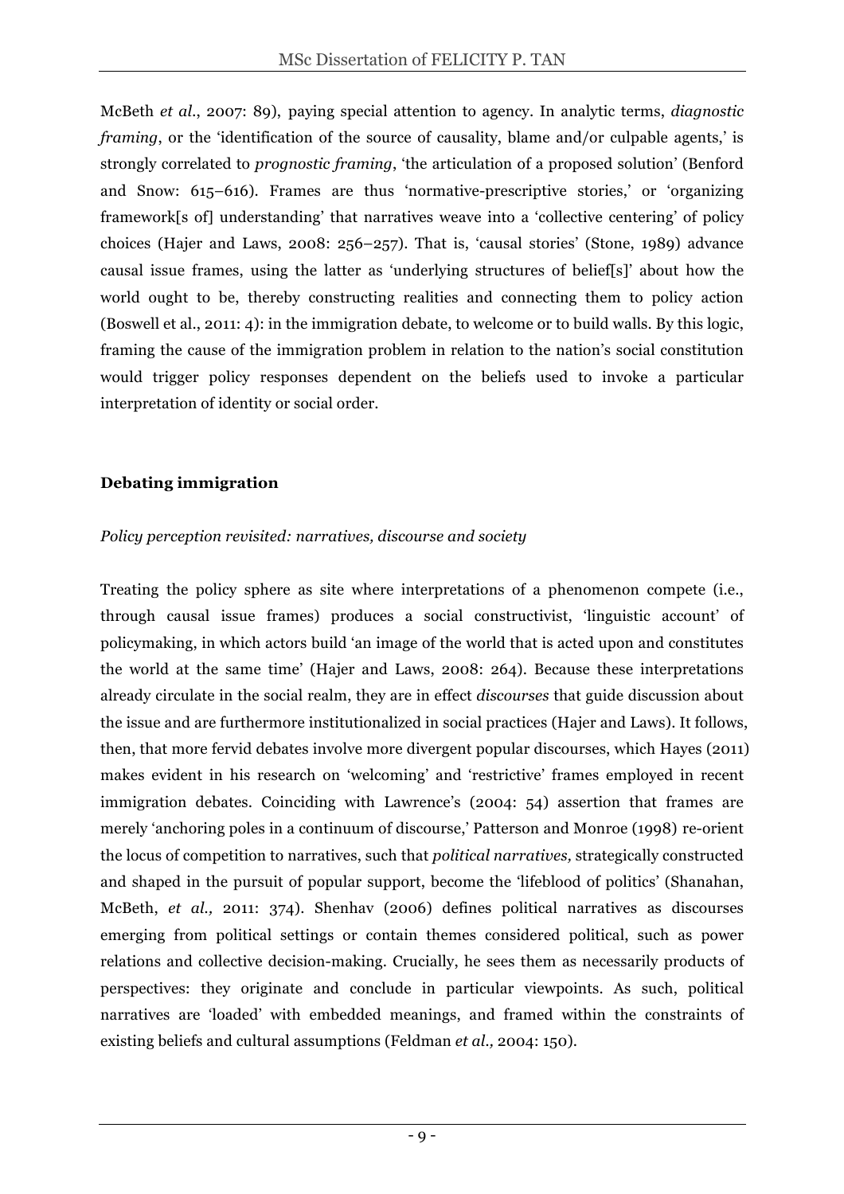McBeth *et al.*, 2007: 89), paying special attention to agency. In analytic terms, *diagnostic framing*, or the 'identification of the source of causality, blame and/or culpable agents,' is strongly correlated to *prognostic framing*, 'the articulation of a proposed solution' (Benford and Snow: 615–616). Frames are thus 'normative-prescriptive stories,' or 'organizing framework[s of] understanding' that narratives weave into a 'collective centering' of policy choices (Hajer and Laws, 2008: 256–257). That is, 'causal stories' (Stone, 1989) advance causal issue frames, using the latter as 'underlying structures of belief[s]' about how the world ought to be, thereby constructing realities and connecting them to policy action (Boswell et al., 2011: 4): in the immigration debate, to welcome or to build walls. By this logic, framing the cause of the immigration problem in relation to the nation's social constitution would trigger policy responses dependent on the beliefs used to invoke a particular interpretation of identity or social order.

**Debating immigration**

*Policy perception revisited: narratives, discourse and society*

Treating the policy sphere as site where interpretations of a phenomenon compete (i.e., through causal issue frames) produces a social constructivist, 'linguistic account' of policymaking, in which actors build 'an image of the world that is acted upon and constitutes the world at the same time' (Hajer and Laws, 2008: 264). Because these interpretations already circulate in the social realm, they are in effect *discourses* that guide discussion about the issue and are furthermore institutionalized in social practices (Hajer and Laws). It follows, then, that more fervid debates involve more divergent popular discourses, which Hayes (2011) makes evident in his research on 'welcoming' and 'restrictive' frames employed in recent immigration debates. Coinciding with Lawrence's (2004: 54) assertion that frames are merely 'anchoring poles in a continuum of discourse,' Patterson and Monroe (1998) re-orient the locus of competition to narratives, such that *political narratives,* strategically constructed and shaped in the pursuit of popular support, become the 'lifeblood of politics' (Shanahan, McBeth, *et al.,* 2011: 374). Shenhav (2006) defines political narratives as discourses emerging from political settings or contain themes considered political, such as power relations and collective decision-making. Crucially, he sees them as necessarily products of perspectives: they originate and conclude in particular viewpoints. As such, political narratives are 'loaded' with embedded meanings, and framed within the constraints of existing beliefs and cultural assumptions (Feldman *et al.,* 2004: 150).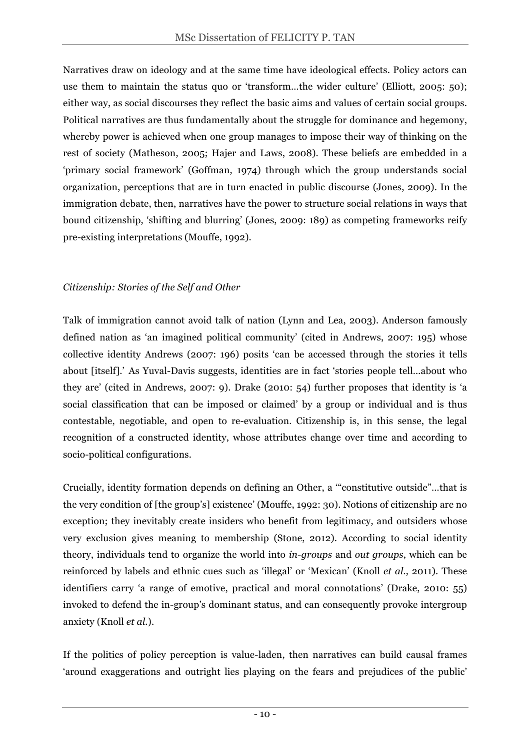Narratives draw on ideology and at the same time have ideological effects. Policy actors can use them to maintain the status quo or 'transform…the wider culture' (Elliott, 2005: 50); either way, as social discourses they reflect the basic aims and values of certain social groups. Political narratives are thus fundamentally about the struggle for dominance and hegemony, whereby power is achieved when one group manages to impose their way of thinking on the rest of society (Matheson, 2005; Hajer and Laws, 2008). These beliefs are embedded in a 'primary social framework' (Goffman, 1974) through which the group understands social organization, perceptions that are in turn enacted in public discourse (Jones, 2009). In the immigration debate, then, narratives have the power to structure social relations in ways that bound citizenship, 'shifting and blurring' (Jones, 2009: 189) as competing frameworks reify pre-existing interpretations (Mouffe, 1992).

*Citizenship: Stories of the Self and Other*

Talk of immigration cannot avoid talk of nation (Lynn and Lea, 2003). Anderson famously defined nation as 'an imagined political community' (cited in Andrews, 2007: 195) whose collective identity Andrews (2007: 196) posits 'can be accessed through the stories it tells about [itself].' As Yuval-Davis suggests, identities are in fact 'stories people tell…about who they are' (cited in Andrews, 2007: 9). Drake (2010: 54) further proposes that identity is 'a social classification that can be imposed or claimed' by a group or individual and is thus contestable, negotiable, and open to re-evaluation. Citizenship is, in this sense, the legal recognition of a constructed identity, whose attributes change over time and according to socio-political configurations.

Crucially, identity formation depends on defining an Other, a '"constitutive outside"…that is the very condition of [the group's] existence' (Mouffe, 1992: 30). Notions of citizenship are no exception; they inevitably create insiders who benefit from legitimacy, and outsiders whose very exclusion gives meaning to membership (Stone, 2012). According to social identity theory, individuals tend to organize the world into *in-groups* and *out groups*, which can be reinforced by labels and ethnic cues such as 'illegal' or 'Mexican' (Knoll *et al.*, 2011). These identifiers carry 'a range of emotive, practical and moral connotations' (Drake, 2010: 55) invoked to defend the in-group's dominant status, and can consequently provoke intergroup anxiety (Knoll *et al.*).

If the politics of policy perception is value-laden, then narratives can build causal frames 'around exaggerations and outright lies playing on the fears and prejudices of the public'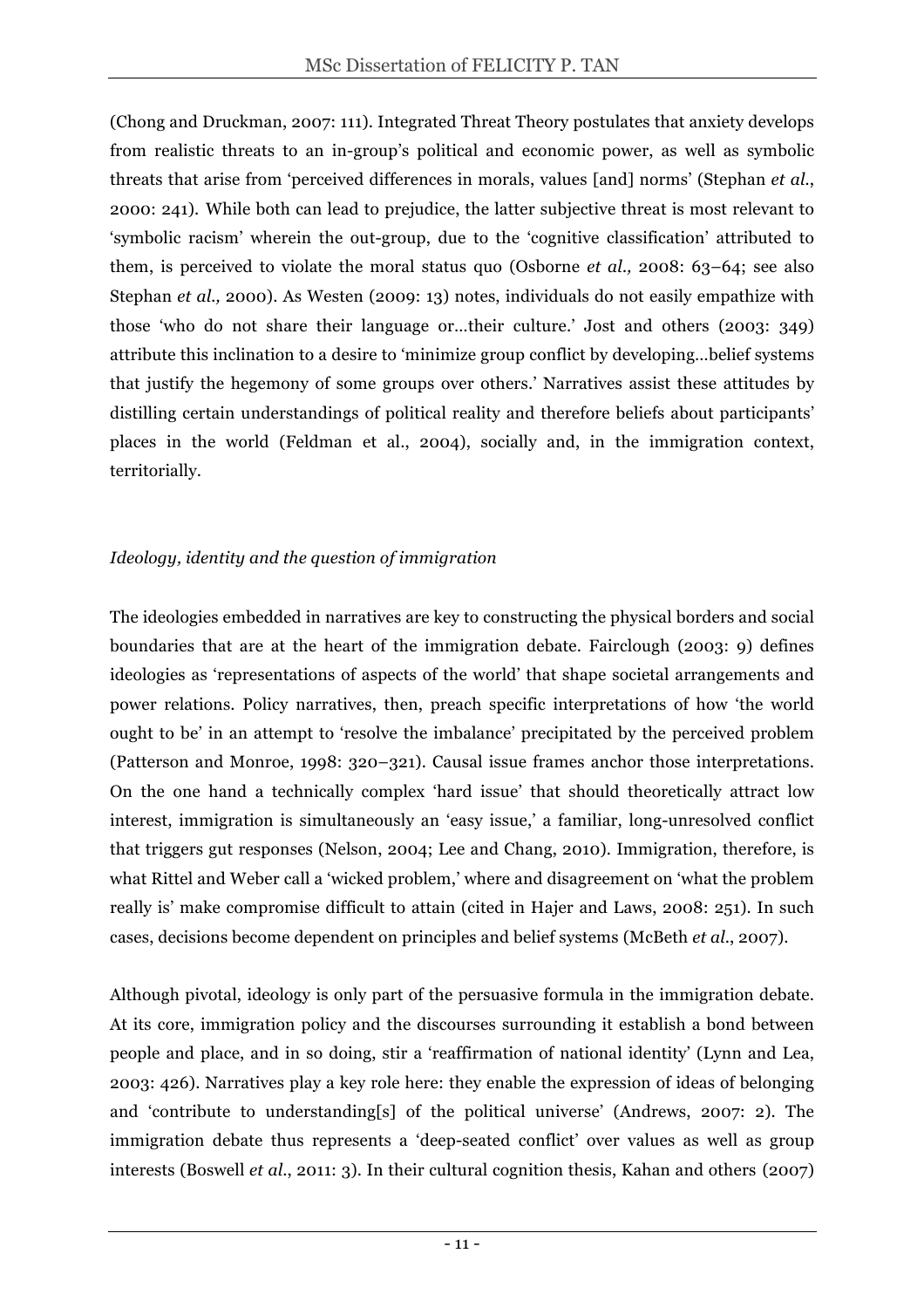(Chong and Druckman, 2007: 111). Integrated Threat Theory postulates that anxiety develops from realistic threats to an in-group's political and economic power, as well as symbolic threats that arise from 'perceived differences in morals, values [and] norms' (Stephan *et al.*, 2000: 241). While both can lead to prejudice, the latter subjective threat is most relevant to 'symbolic racism' wherein the out-group, due to the 'cognitive classification' attributed to them, is perceived to violate the moral status quo (Osborne *et al.,* 2008: 63–64; see also Stephan *et al.,* 2000). As Westen (2009: 13) notes, individuals do not easily empathize with those 'who do not share their language or…their culture.' Jost and others (2003: 349) attribute this inclination to a desire to 'minimize group conflict by developing…belief systems that justify the hegemony of some groups over others.' Narratives assist these attitudes by distilling certain understandings of political reality and therefore beliefs about participants' places in the world (Feldman et al., 2004), socially and, in the immigration context, territorially.

*Ideology, identity and the question of immigration*

The ideologies embedded in narratives are key to constructing the physical borders and social boundaries that are at the heart of the immigration debate. Fairclough (2003: 9) defines ideologies as 'representations of aspects of the world' that shape societal arrangements and power relations. Policy narratives, then, preach specific interpretations of how 'the world ought to be' in an attempt to 'resolve the imbalance' precipitated by the perceived problem (Patterson and Monroe, 1998: 320–321). Causal issue frames anchor those interpretations. On the one hand a technically complex 'hard issue' that should theoretically attract low interest, immigration is simultaneously an 'easy issue,' a familiar, long-unresolved conflict that triggers gut responses (Nelson, 2004; Lee and Chang, 2010). Immigration, therefore, is what Rittel and Weber call a 'wicked problem,' where and disagreement on 'what the problem really is' make compromise difficult to attain (cited in Hajer and Laws, 2008: 251). In such cases, decisions become dependent on principles and belief systems (McBeth *et al.*, 2007).

Although pivotal, ideology is only part of the persuasive formula in the immigration debate. At its core, immigration policy and the discourses surrounding it establish a bond between people and place, and in so doing, stir a 'reaffirmation of national identity' (Lynn and Lea, 2003: 426). Narratives play a key role here: they enable the expression of ideas of belonging and 'contribute to understanding[s] of the political universe' (Andrews, 2007: 2). The immigration debate thus represents a 'deep-seated conflict' over values as well as group interests (Boswell *et al.*, 2011: 3). In their cultural cognition thesis, Kahan and others (2007)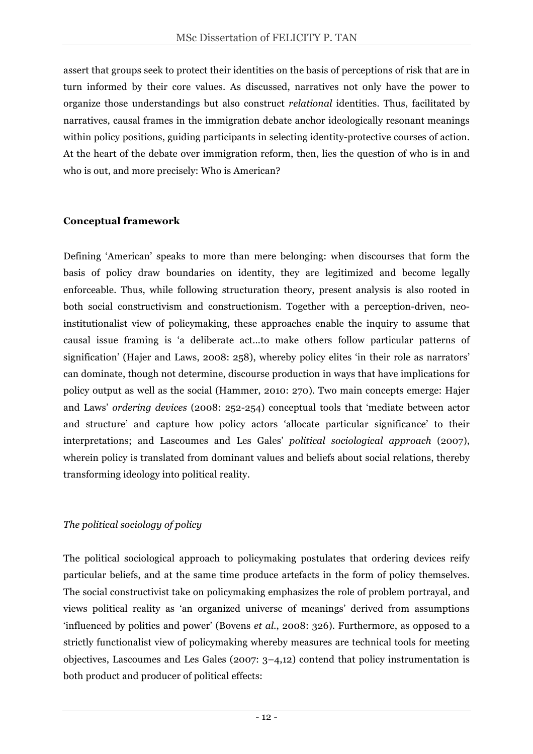assert that groups seek to protect their identities on the basis of perceptions of risk that are in turn informed by their core values. As discussed, narratives not only have the power to organize those understandings but also construct *relational* identities. Thus, facilitated by narratives, causal frames in the immigration debate anchor ideologically resonant meanings within policy positions, guiding participants in selecting identity-protective courses of action. At the heart of the debate over immigration reform, then, lies the question of who is in and who is out, and more precisely: Who is American?

## Conceptual framework

Defining 'American' speaks to more than mere belonging: when discourses that form the basis of policy draw boundaries on identity, they are legitimized and become legally enforceable. Thus, while following structuration theory, present analysis is also rooted in both social constructivism and constructionism. Together with a perception-driven, neo-institutionalist view of policymaking, these approaches enable the inquiry to assume that causal issue framing is 'a deliberate act…to make others follow particular patterns of signification' (Hajer and Laws, 2008: 258), whereby policy elites 'in their role as narrators' can dominate, though not determine, discourse production in ways that have implications for policy output as well as the social (Hammer, 2010: 270). Two main concepts emerge: Hajer and Laws' *ordering devices* (2008: 252-254) conceptual tools that 'mediate between actor and structure' and capture how policy actors 'allocate particular significance' to their interpretations; and Lascoumes and Les Gales' *political sociological approach* (2007), wherein policy is translated from dominant values and beliefs about social relations, thereby transforming ideology into political reality.

### *The political sociology of policy*

The political sociological approach to policymaking postulates that ordering devices reify particular beliefs, and at the same time produce artefacts in the form of policy themselves. The social constructivist take on policymaking emphasizes the role of problem portrayal, and views political reality as 'an organized universe of meanings' derived from assumptions 'influenced by politics and power' (Bovens *et al.*, 2008: 326). Furthermore, as opposed to a strictly functionalist view of policymaking whereby measures are technical tools for meeting objectives, Lascoumes and Les Gales (2007: 3–4,12) contend that policy instrumentation is both product and producer of political effects: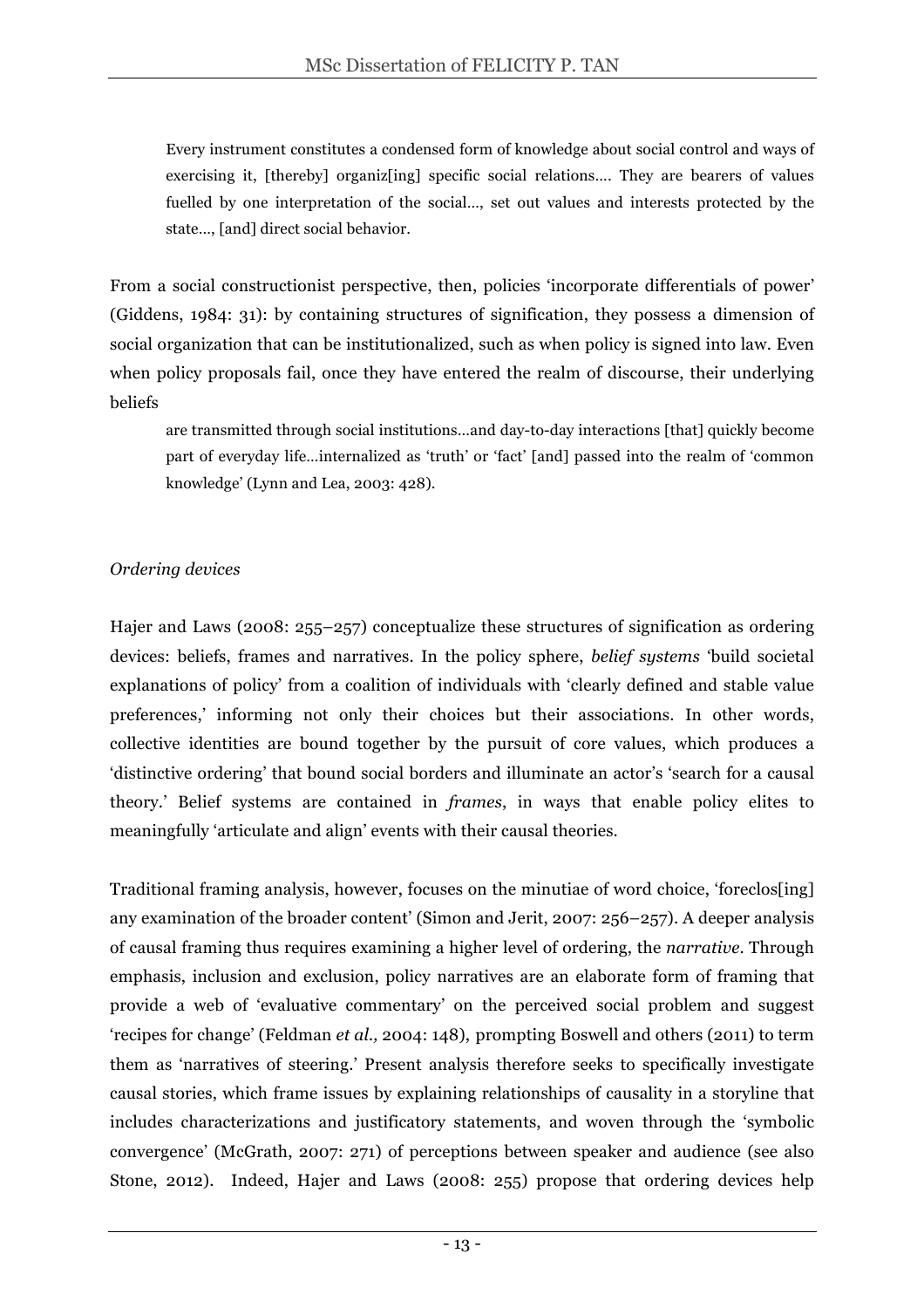> Every instrument constitutes a condensed form of knowledge about social control and ways of exercising it, [thereby] organiz[ing] specific social relations…. They are bearers of values fuelled by one interpretation of the social…, set out values and interests protected by the state…, [and] direct social behavior.

From a social constructionist perspective, then, policies 'incorporate differentials of power' (Giddens, 1984: 31): by containing structures of signification, they possess a dimension of social organization that can be institutionalized, such as when policy is signed into law. Even when policy proposals fail, once they have entered the realm of discourse, their underlying beliefs

> are transmitted through social institutions…and day-to-day interactions [that] quickly become part of everyday life…internalized as 'truth' or 'fact' [and] passed into the realm of 'common knowledge' (Lynn and Lea, 2003: 428).

*Ordering devices*

Hajer and Laws (2008: 255–257) conceptualize these structures of signification as ordering devices: beliefs, frames and narratives. In the policy sphere, *belief systems* 'build societal explanations of policy' from a coalition of individuals with 'clearly defined and stable value preferences,' informing not only their choices but their associations. In other words, collective identities are bound together by the pursuit of core values, which produces a 'distinctive ordering' that bound social borders and illuminate an actor's 'search for a causal theory.' Belief systems are contained in *frames*, in ways that enable policy elites to meaningfully 'articulate and align' events with their causal theories.

Traditional framing analysis, however, focuses on the minutiae of word choice, 'foreclos[ing] any examination of the broader content' (Simon and Jerit, 2007: 256–257). A deeper analysis of causal framing thus requires examining a higher level of ordering, the *narrative*. Through emphasis, inclusion and exclusion, policy narratives are an elaborate form of framing that provide a web of 'evaluative commentary' on the perceived social problem and suggest 'recipes for change' (Feldman *et al.,* 2004: 148), prompting Boswell and others (2011) to term them as 'narratives of steering.' Present analysis therefore seeks to specifically investigate causal stories, which frame issues by explaining relationships of causality in a storyline that includes characterizations and justificatory statements, and woven through the 'symbolic convergence' (McGrath, 2007: 271) of perceptions between speaker and audience (see also Stone, 2012). Indeed, Hajer and Laws (2008: 255) propose that ordering devices help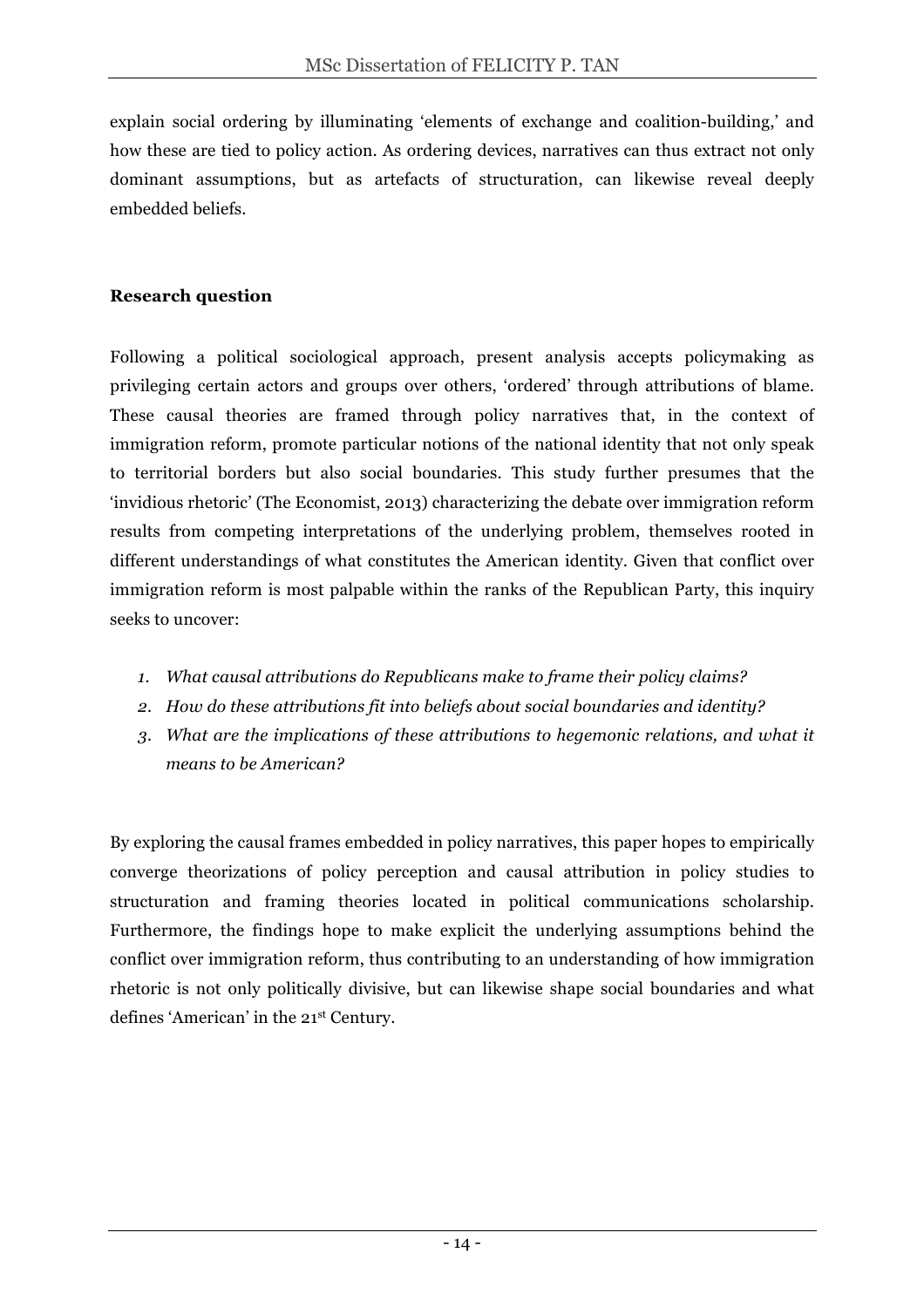explain social ordering by illuminating 'elements of exchange and coalition-building,' and how these are tied to policy action. As ordering devices, narratives can thus extract not only dominant assumptions, but as artefacts of structuration, can likewise reveal deeply embedded beliefs.

**Research question**

Following a political sociological approach, present analysis accepts policymaking as privileging certain actors and groups over others, 'ordered' through attributions of blame. These causal theories are framed through policy narratives that, in the context of immigration reform, promote particular notions of the national identity that not only speak to territorial borders but also social boundaries. This study further presumes that the 'invidious rhetoric' (The Economist, 2013) characterizing the debate over immigration reform results from competing interpretations of the underlying problem, themselves rooted in different understandings of what constitutes the American identity. Given that conflict over immigration reform is most palpable within the ranks of the Republican Party, this inquiry seeks to uncover:

1. *What causal attributions do Republicans make to frame their policy claims?*
2. *How do these attributions fit into beliefs about social boundaries and identity?*
3. *What are the implications of these attributions to hegemonic relations, and what it means to be American?*

By exploring the causal frames embedded in policy narratives, this paper hopes to empirically converge theorizations of policy perception and causal attribution in policy studies to structuration and framing theories located in political communications scholarship. Furthermore, the findings hope to make explicit the underlying assumptions behind the conflict over immigration reform, thus contributing to an understanding of how immigration rhetoric is not only politically divisive, but can likewise shape social boundaries and what defines 'American' in the 21st Century.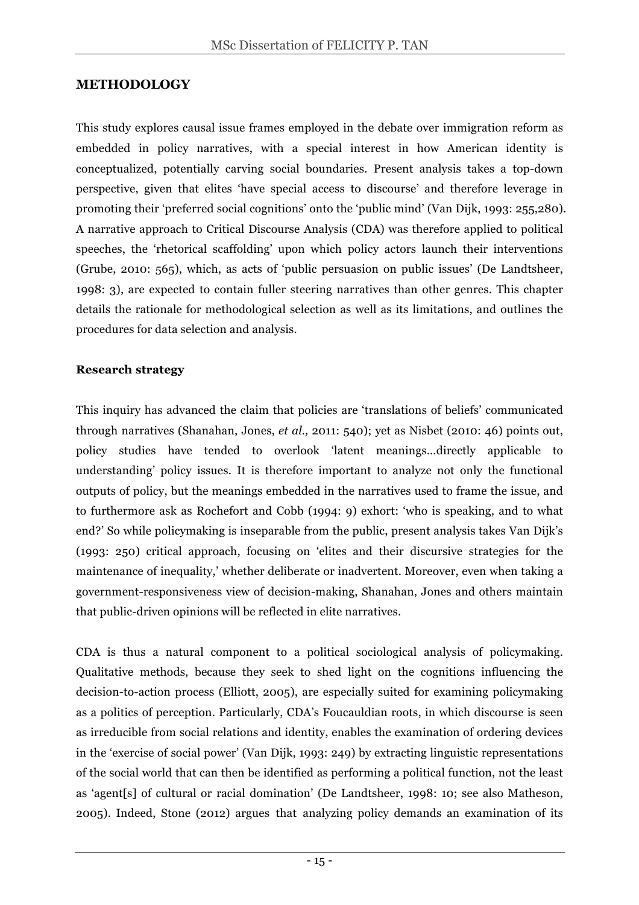## METHODOLOGY

This study explores causal issue frames employed in the debate over immigration reform as embedded in policy narratives, with a special interest in how American identity is conceptualized, potentially carving social boundaries. Present analysis takes a top-down perspective, given that elites 'have special access to discourse' and therefore leverage in promoting their 'preferred social cognitions' onto the 'public mind' (Van Dijk, 1993: 255,280). A narrative approach to Critical Discourse Analysis (CDA) was therefore applied to political speeches, the 'rhetorical scaffolding' upon which policy actors launch their interventions (Grube, 2010: 565), which, as acts of 'public persuasion on public issues' (De Landtsheer, 1998: 3), are expected to contain fuller steering narratives than other genres. This chapter details the rationale for methodological selection as well as its limitations, and outlines the procedures for data selection and analysis.

### Research strategy

This inquiry has advanced the claim that policies are 'translations of beliefs' communicated through narratives (Shanahan, Jones, *et al.,* 2011: 540); yet as Nisbet (2010: 46) points out, policy studies have tended to overlook 'latent meanings…directly applicable to understanding' policy issues. It is therefore important to analyze not only the functional outputs of policy, but the meanings embedded in the narratives used to frame the issue, and to furthermore ask as Rochefort and Cobb (1994: 9) exhort: 'who is speaking, and to what end?' So while policymaking is inseparable from the public, present analysis takes Van Dijk's (1993: 250) critical approach, focusing on 'elites and their discursive strategies for the maintenance of inequality,' whether deliberate or inadvertent. Moreover, even when taking a government-responsiveness view of decision-making, Shanahan, Jones and others maintain that public-driven opinions will be reflected in elite narratives.

CDA is thus a natural component to a political sociological analysis of policymaking. Qualitative methods, because they seek to shed light on the cognitions influencing the decision-to-action process (Elliott, 2005), are especially suited for examining policymaking as a politics of perception. Particularly, CDA's Foucauldian roots, in which discourse is seen as irreducible from social relations and identity, enables the examination of ordering devices in the 'exercise of social power' (Van Dijk, 1993: 249) by extracting linguistic representations of the social world that can then be identified as performing a political function, not the least as 'agent[s] of cultural or racial domination' (De Landtsheer, 1998: 10; see also Matheson, 2005). Indeed, Stone (2012) argues that analyzing policy demands an examination of its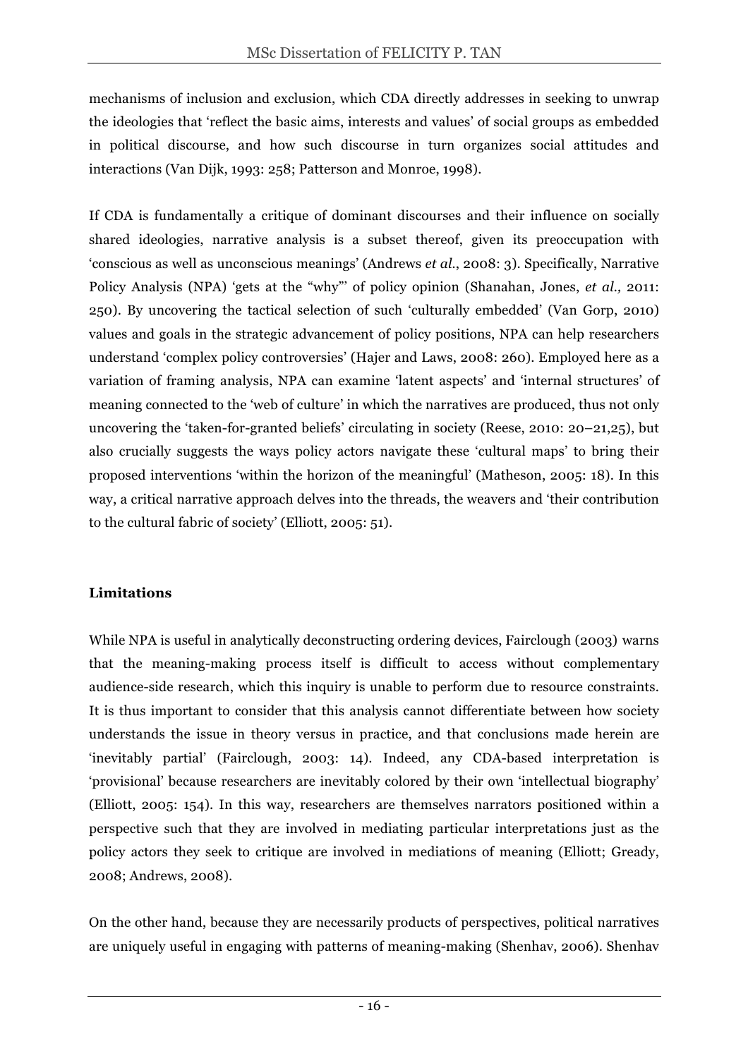mechanisms of inclusion and exclusion, which CDA directly addresses in seeking to unwrap the ideologies that 'reflect the basic aims, interests and values' of social groups as embedded in political discourse, and how such discourse in turn organizes social attitudes and interactions (Van Dijk, 1993: 258; Patterson and Monroe, 1998).

If CDA is fundamentally a critique of dominant discourses and their influence on socially shared ideologies, narrative analysis is a subset thereof, given its preoccupation with 'conscious as well as unconscious meanings' (Andrews *et al.*, 2008: 3). Specifically, Narrative Policy Analysis (NPA) 'gets at the "why"' of policy opinion (Shanahan, Jones, *et al.,* 2011: 250). By uncovering the tactical selection of such 'culturally embedded' (Van Gorp, 2010) values and goals in the strategic advancement of policy positions, NPA can help researchers understand 'complex policy controversies' (Hajer and Laws, 2008: 260). Employed here as a variation of framing analysis, NPA can examine 'latent aspects' and 'internal structures' of meaning connected to the 'web of culture' in which the narratives are produced, thus not only uncovering the 'taken-for-granted beliefs' circulating in society (Reese, 2010: 20–21,25), but also crucially suggests the ways policy actors navigate these 'cultural maps' to bring their proposed interventions 'within the horizon of the meaningful' (Matheson, 2005: 18). In this way, a critical narrative approach delves into the threads, the weavers and 'their contribution to the cultural fabric of society' (Elliott, 2005: 51).

**Limitations**

While NPA is useful in analytically deconstructing ordering devices, Fairclough (2003) warns that the meaning-making process itself is difficult to access without complementary audience-side research, which this inquiry is unable to perform due to resource constraints. It is thus important to consider that this analysis cannot differentiate between how society understands the issue in theory versus in practice, and that conclusions made herein are 'inevitably partial' (Fairclough, 2003: 14). Indeed, any CDA-based interpretation is 'provisional' because researchers are inevitably colored by their own 'intellectual biography' (Elliott, 2005: 154). In this way, researchers are themselves narrators positioned within a perspective such that they are involved in mediating particular interpretations just as the policy actors they seek to critique are involved in mediations of meaning (Elliott; Gready, 2008; Andrews, 2008).

On the other hand, because they are necessarily products of perspectives, political narratives are uniquely useful in engaging with patterns of meaning-making (Shenhav, 2006). Shenhav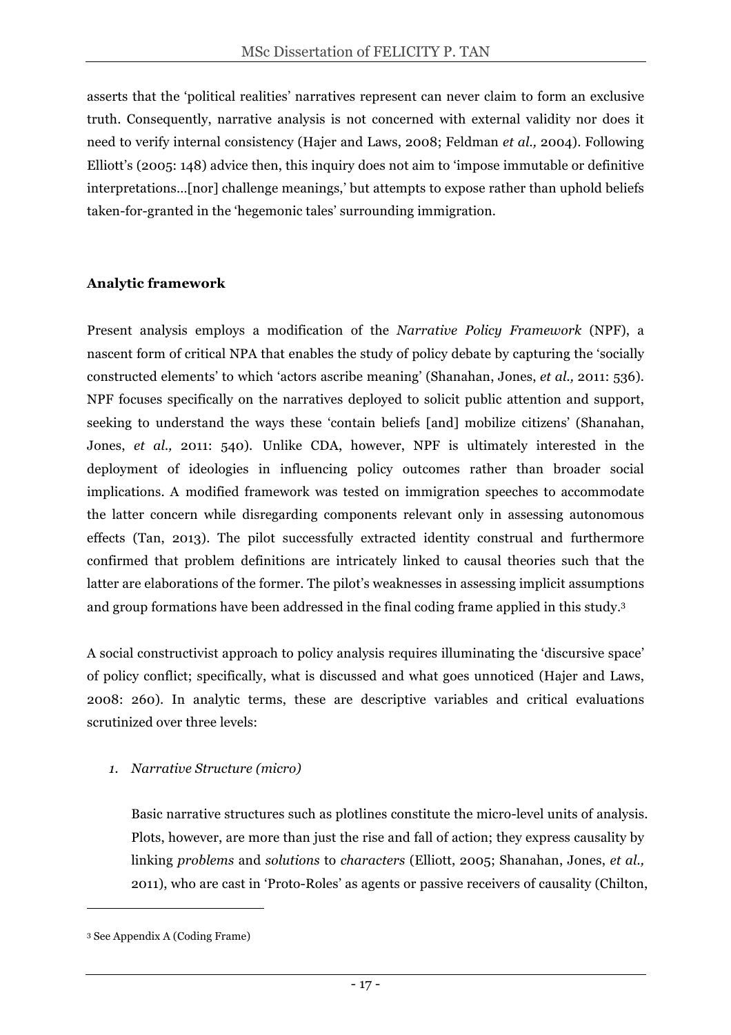asserts that the 'political realities' narratives represent can never claim to form an exclusive truth. Consequently, narrative analysis is not concerned with external validity nor does it need to verify internal consistency (Hajer and Laws, 2008; Feldman *et al.,* 2004). Following Elliott's (2005: 148) advice then, this inquiry does not aim to 'impose immutable or definitive interpretations…[nor] challenge meanings,' but attempts to expose rather than uphold beliefs taken-for-granted in the 'hegemonic tales' surrounding immigration.

**Analytic framework**

Present analysis employs a modification of the *Narrative Policy Framework* (NPF), a nascent form of critical NPA that enables the study of policy debate by capturing the 'socially constructed elements' to which 'actors ascribe meaning' (Shanahan, Jones, *et al.,* 2011: 536). NPF focuses specifically on the narratives deployed to solicit public attention and support, seeking to understand the ways these 'contain beliefs [and] mobilize citizens' (Shanahan, Jones, *et al.,* 2011: 540). Unlike CDA, however, NPF is ultimately interested in the deployment of ideologies in influencing policy outcomes rather than broader social implications. A modified framework was tested on immigration speeches to accommodate the latter concern while disregarding components relevant only in assessing autonomous effects (Tan, 2013). The pilot successfully extracted identity construal and furthermore confirmed that problem definitions are intricately linked to causal theories such that the latter are elaborations of the former. The pilot's weaknesses in assessing implicit assumptions and group formations have been addressed in the final coding frame applied in this study.[3]

A social constructivist approach to policy analysis requires illuminating the 'discursive space' of policy conflict; specifically, what is discussed and what goes unnoticed (Hajer and Laws, 2008: 260). In analytic terms, these are descriptive variables and critical evaluations scrutinized over three levels:

1. *Narrative Structure (micro)*

   Basic narrative structures such as plotlines constitute the micro-level units of analysis. Plots, however, are more than just the rise and fall of action; they express causality by linking *problems* and *solutions* to *characters* (Elliott, 2005; Shanahan, Jones, *et al.,* 2011), who are cast in 'Proto-Roles' as agents or passive receivers of causality (Chilton,

[3] See Appendix A (Coding Frame)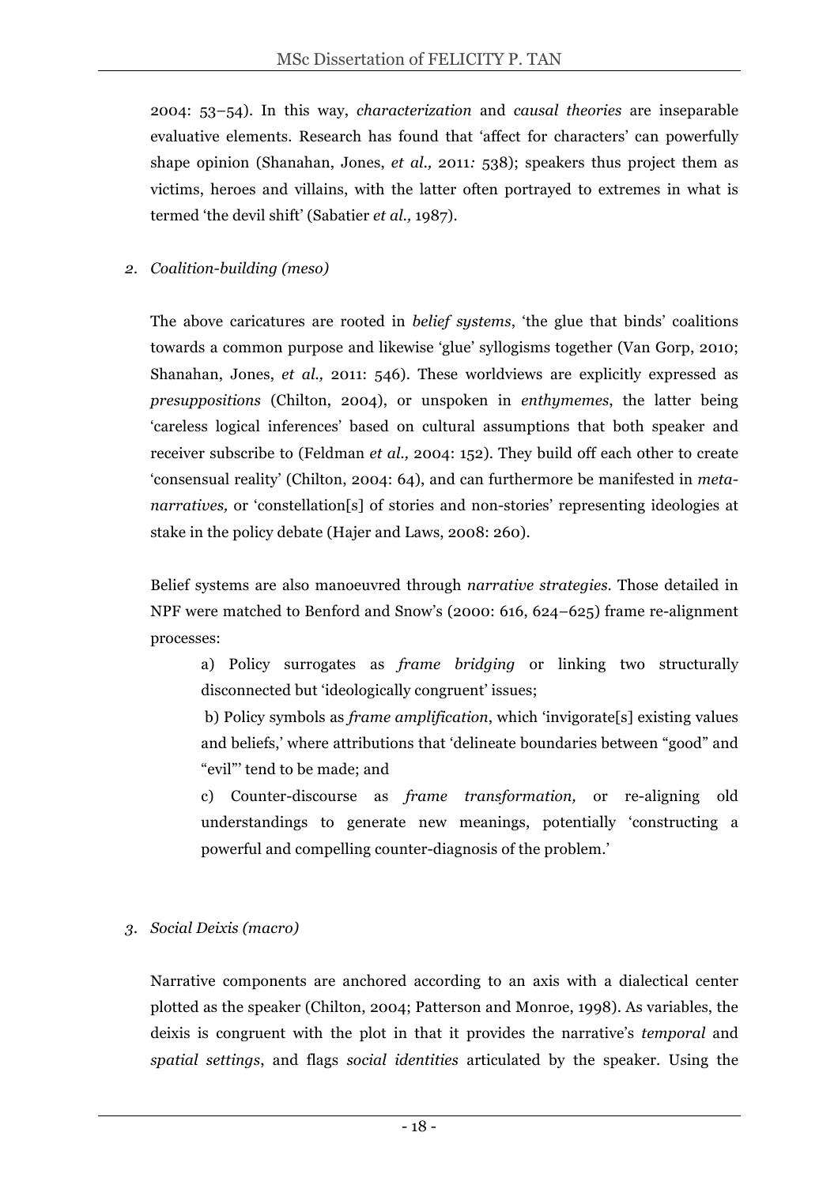2004: 53–54). In this way, *characterization* and *causal theories* are inseparable evaluative elements. Research has found that 'affect for characters' can powerfully shape opinion (Shanahan, Jones, *et al.,* 2011*:* 538); speakers thus project them as victims, heroes and villains, with the latter often portrayed to extremes in what is termed 'the devil shift' (Sabatier *et al.,* 1987).

*2. Coalition-building (meso)*

The above caricatures are rooted in *belief systems*, 'the glue that binds' coalitions towards a common purpose and likewise 'glue' syllogisms together (Van Gorp, 2010; Shanahan, Jones, *et al.,* 2011: 546). These worldviews are explicitly expressed as *presuppositions* (Chilton, 2004), or unspoken in *enthymemes*, the latter being 'careless logical inferences' based on cultural assumptions that both speaker and receiver subscribe to (Feldman *et al.,* 2004: 152). They build off each other to create 'consensual reality' (Chilton, 2004: 64), and can furthermore be manifested in *meta-narratives,* or 'constellation[s] of stories and non-stories' representing ideologies at stake in the policy debate (Hajer and Laws, 2008: 260).

Belief systems are also manoeuvred through *narrative strategies*. Those detailed in NPF were matched to Benford and Snow's (2000: 616, 624–625) frame re-alignment processes:

a) Policy surrogates as *frame bridging* or linking two structurally disconnected but 'ideologically congruent' issues;

b) Policy symbols as *frame amplification*, which 'invigorate[s] existing values and beliefs,' where attributions that 'delineate boundaries between "good" and "evil"' tend to be made; and

c) Counter-discourse as *frame transformation,* or re-aligning old understandings to generate new meanings, potentially 'constructing a powerful and compelling counter-diagnosis of the problem.'

*3. Social Deixis (macro)*

Narrative components are anchored according to an axis with a dialectical center plotted as the speaker (Chilton, 2004; Patterson and Monroe, 1998). As variables, the deixis is congruent with the plot in that it provides the narrative's *temporal* and *spatial settings*, and flags *social identities* articulated by the speaker. Using the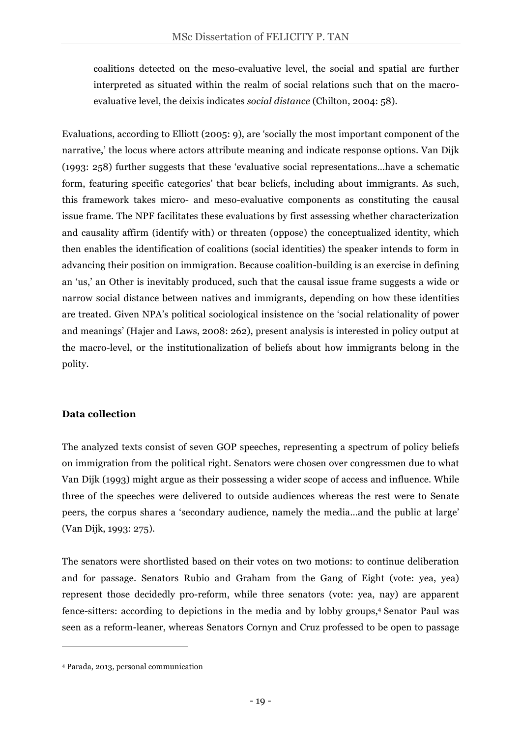coalitions detected on the meso-evaluative level, the social and spatial are further interpreted as situated within the realm of social relations such that on the macro-evaluative level, the deixis indicates *social distance* (Chilton, 2004: 58).

Evaluations, according to Elliott (2005: 9), are 'socially the most important component of the narrative,' the locus where actors attribute meaning and indicate response options. Van Dijk (1993: 258) further suggests that these 'evaluative social representations...have a schematic form, featuring specific categories' that bear beliefs, including about immigrants. As such, this framework takes micro- and meso-evaluative components as constituting the causal issue frame. The NPF facilitates these evaluations by first assessing whether characterization and causality affirm (identify with) or threaten (oppose) the conceptualized identity, which then enables the identification of coalitions (social identities) the speaker intends to form in advancing their position on immigration. Because coalition-building is an exercise in defining an 'us,' an Other is inevitably produced, such that the causal issue frame suggests a wide or narrow social distance between natives and immigrants, depending on how these identities are treated. Given NPA's political sociological insistence on the 'social relationality of power and meanings' (Hajer and Laws, 2008: 262), present analysis is interested in policy output at the macro-level, or the institutionalization of beliefs about how immigrants belong in the polity.

### Data collection

The analyzed texts consist of seven GOP speeches, representing a spectrum of policy beliefs on immigration from the political right. Senators were chosen over congressmen due to what Van Dijk (1993) might argue as their possessing a wider scope of access and influence. While three of the speeches were delivered to outside audiences whereas the rest were to Senate peers, the corpus shares a 'secondary audience, namely the media...and the public at large' (Van Dijk, 1993: 275).

The senators were shortlisted based on their votes on two motions: to continue deliberation and for passage. Senators Rubio and Graham from the Gang of Eight (vote: yea, yea) represent those decidedly pro-reform, while three senators (vote: yea, nay) are apparent fence-sitters: according to depictions in the media and by lobby groups,[4] Senator Paul was seen as a reform-leaner, whereas Senators Cornyn and Cruz professed to be open to passage

[4] Parada, 2013, personal communication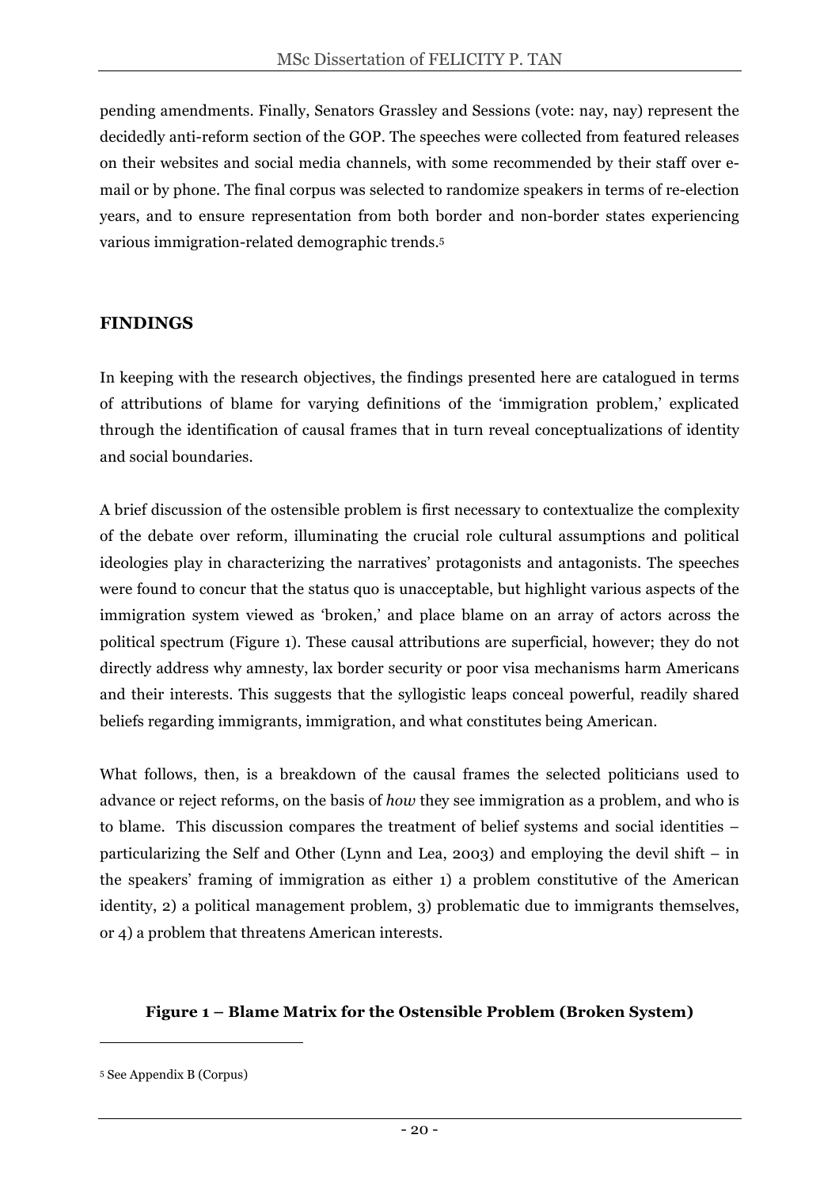pending amendments. Finally, Senators Grassley and Sessions (vote: nay, nay) represent the decidedly anti-reform section of the GOP. The speeches were collected from featured releases on their websites and social media channels, with some recommended by their staff over e-mail or by phone. The final corpus was selected to randomize speakers in terms of re-election years, and to ensure representation from both border and non-border states experiencing various immigration-related demographic trends.[5]

## FINDINGS

In keeping with the research objectives, the findings presented here are catalogued in terms of attributions of blame for varying definitions of the 'immigration problem,' explicated through the identification of causal frames that in turn reveal conceptualizations of identity and social boundaries.

A brief discussion of the ostensible problem is first necessary to contextualize the complexity of the debate over reform, illuminating the crucial role cultural assumptions and political ideologies play in characterizing the narratives' protagonists and antagonists. The speeches were found to concur that the status quo is unacceptable, but highlight various aspects of the immigration system viewed as 'broken,' and place blame on an array of actors across the political spectrum (Figure 1). These causal attributions are superficial, however; they do not directly address why amnesty, lax border security or poor visa mechanisms harm Americans and their interests. This suggests that the syllogistic leaps conceal powerful, readily shared beliefs regarding immigrants, immigration, and what constitutes being American.

What follows, then, is a breakdown of the causal frames the selected politicians used to advance or reject reforms, on the basis of *how* they see immigration as a problem, and who is to blame. This discussion compares the treatment of belief systems and social identities – particularizing the Self and Other (Lynn and Lea, 2003) and employing the devil shift – in the speakers' framing of immigration as either 1) a problem constitutive of the American identity, 2) a political management problem, 3) problematic due to immigrants themselves, or 4) a problem that threatens American interests.

**Figure 1 – Blame Matrix for the Ostensible Problem (Broken System)**

[5] See Appendix B (Corpus)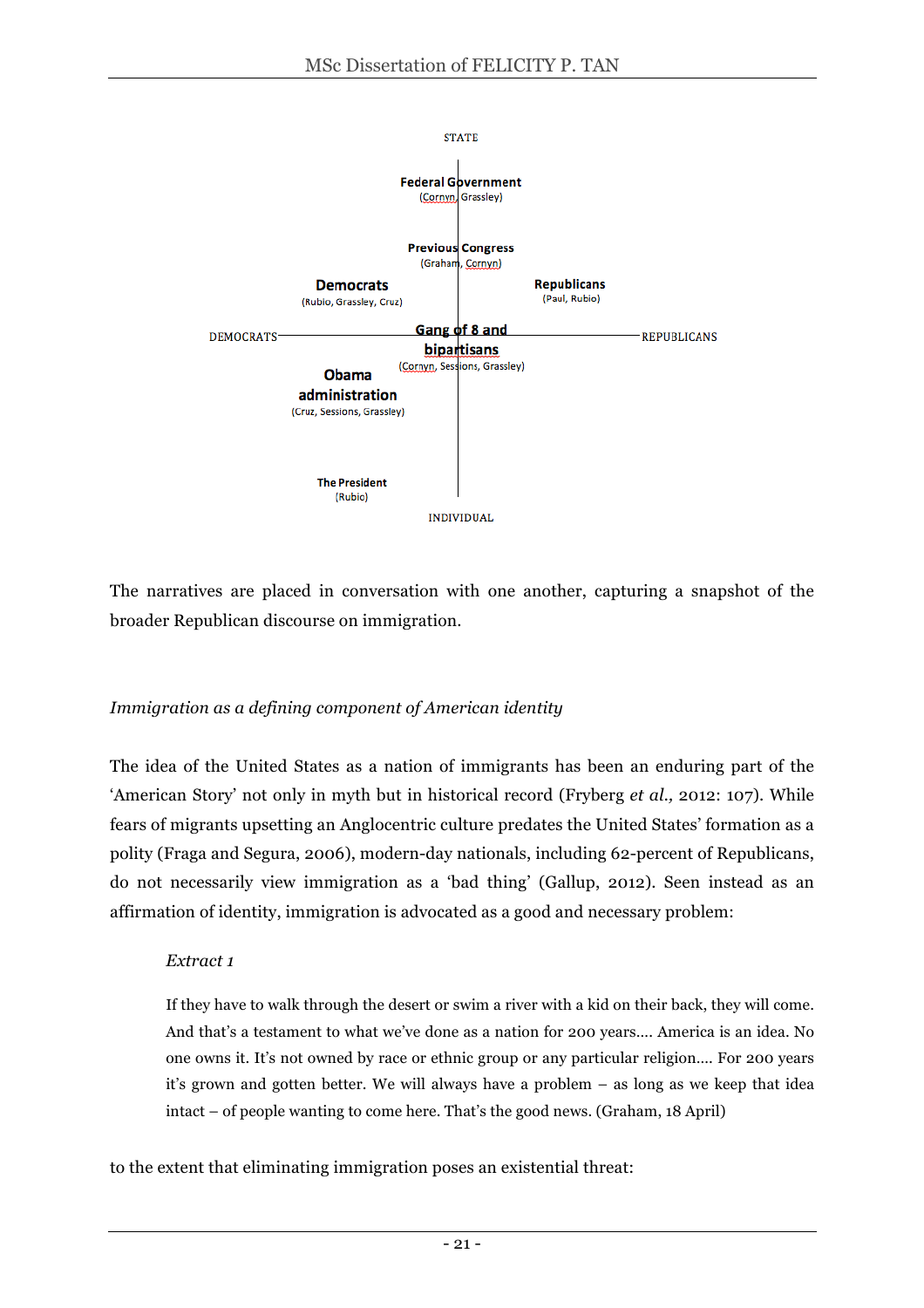STATE

**Federal Government**
(Cornyn, Grassley)

**Previous Congress**
(Graham, Cornyn)

**Democrats**
(Rubio, Grassley, Cruz)

**Republicans**
(Paul, Rubio)

DEMOCRATS — REPUBLICANS

**Gang of 8 and bipartisans**
(Cornyn, Sessions, Grassley)

**Obama administration**
(Cruz, Sessions, Grassley)

**The President**
(Rubio)

INDIVIDUAL

The narratives are placed in conversation with one another, capturing a snapshot of the broader Republican discourse on immigration.

*Immigration as a defining component of American identity*

The idea of the United States as a nation of immigrants has been an enduring part of the 'American Story' not only in myth but in historical record (Fryberg *et al.,* 2012: 107). While fears of migrants upsetting an Anglocentric culture predates the United States' formation as a polity (Fraga and Segura, 2006), modern-day nationals, including 62-percent of Republicans, do not necessarily view immigration as a 'bad thing' (Gallup, 2012). Seen instead as an affirmation of identity, immigration is advocated as a good and necessary problem:

> *Extract 1*
>
> If they have to walk through the desert or swim a river with a kid on their back, they will come. And that's a testament to what we've done as a nation for 200 years.... America is an idea. No one owns it. It's not owned by race or ethnic group or any particular religion.... For 200 years it's grown and gotten better. We will always have a problem – as long as we keep that idea intact – of people wanting to come here. That's the good news. (Graham, 18 April)

to the extent that eliminating immigration poses an existential threat: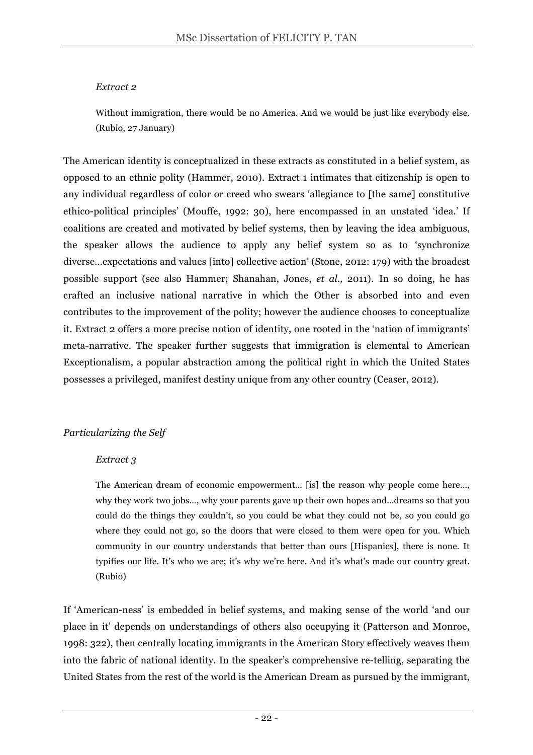*Extract 2*

> Without immigration, there would be no America. And we would be just like everybody else. (Rubio, 27 January)

The American identity is conceptualized in these extracts as constituted in a belief system, as opposed to an ethnic polity (Hammer, 2010). Extract 1 intimates that citizenship is open to any individual regardless of color or creed who swears 'allegiance to [the same] constitutive ethico-political principles' (Mouffe, 1992: 30), here encompassed in an unstated 'idea.' If coalitions are created and motivated by belief systems, then by leaving the idea ambiguous, the speaker allows the audience to apply any belief system so as to 'synchronize diverse…expectations and values [into] collective action' (Stone, 2012: 179) with the broadest possible support (see also Hammer; Shanahan, Jones, *et al.,* 2011). In so doing, he has crafted an inclusive national narrative in which the Other is absorbed into and even contributes to the improvement of the polity; however the audience chooses to conceptualize it. Extract 2 offers a more precise notion of identity, one rooted in the 'nation of immigrants' meta-narrative. The speaker further suggests that immigration is elemental to American Exceptionalism, a popular abstraction among the political right in which the United States possesses a privileged, manifest destiny unique from any other country (Ceaser, 2012).

*Particularizing the Self*

*Extract 3*

> The American dream of economic empowerment… [is] the reason why people come here…, why they work two jobs…, why your parents gave up their own hopes and…dreams so that you could do the things they couldn't, so you could be what they could not be, so you could go where they could not go, so the doors that were closed to them were open for you. Which community in our country understands that better than ours [Hispanics], there is none. It typifies our life. It's who we are; it's why we're here. And it's what's made our country great. (Rubio)

If 'American-ness' is embedded in belief systems, and making sense of the world 'and our place in it' depends on understandings of others also occupying it (Patterson and Monroe, 1998: 322), then centrally locating immigrants in the American Story effectively weaves them into the fabric of national identity. In the speaker's comprehensive re-telling, separating the United States from the rest of the world is the American Dream as pursued by the immigrant,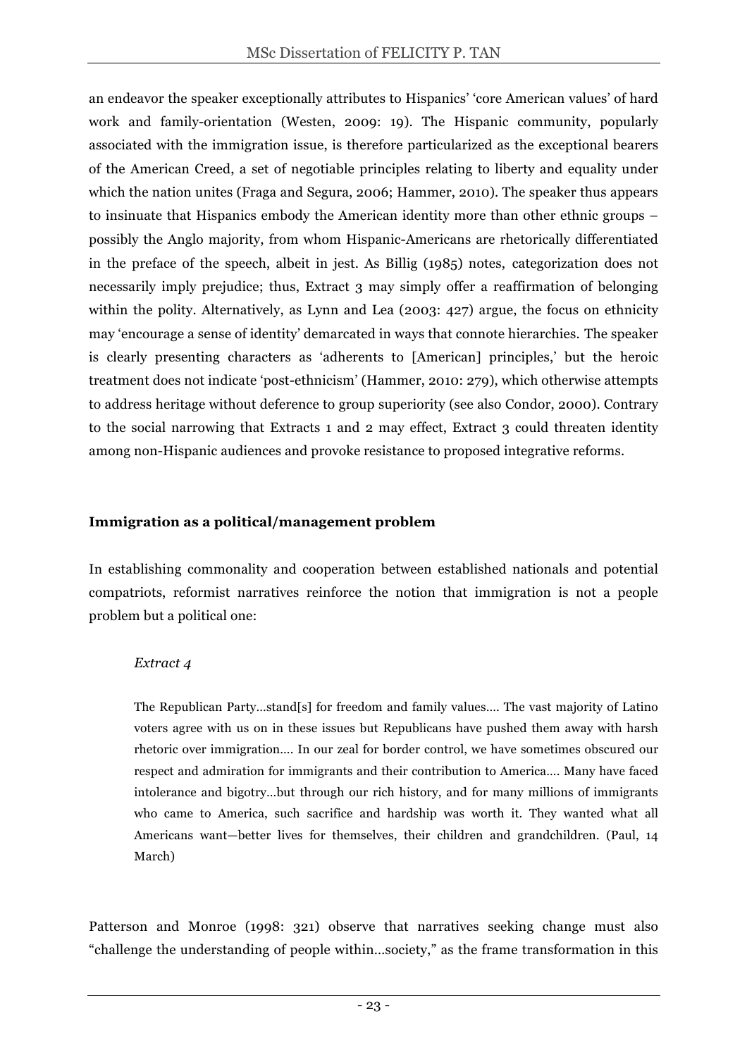an endeavor the speaker exceptionally attributes to Hispanics' 'core American values' of hard work and family-orientation (Westen, 2009: 19). The Hispanic community, popularly associated with the immigration issue, is therefore particularized as the exceptional bearers of the American Creed, a set of negotiable principles relating to liberty and equality under which the nation unites (Fraga and Segura, 2006; Hammer, 2010). The speaker thus appears to insinuate that Hispanics embody the American identity more than other ethnic groups – possibly the Anglo majority, from whom Hispanic-Americans are rhetorically differentiated in the preface of the speech, albeit in jest. As Billig (1985) notes, categorization does not necessarily imply prejudice; thus, Extract 3 may simply offer a reaffirmation of belonging within the polity. Alternatively, as Lynn and Lea (2003: 427) argue, the focus on ethnicity may 'encourage a sense of identity' demarcated in ways that connote hierarchies. The speaker is clearly presenting characters as 'adherents to [American] principles,' but the heroic treatment does not indicate 'post-ethnicism' (Hammer, 2010: 279), which otherwise attempts to address heritage without deference to group superiority (see also Condor, 2000). Contrary to the social narrowing that Extracts 1 and 2 may effect, Extract 3 could threaten identity among non-Hispanic audiences and provoke resistance to proposed integrative reforms.

**Immigration as a political/management problem**

In establishing commonality and cooperation between established nationals and potential compatriots, reformist narratives reinforce the notion that immigration is not a people problem but a political one:

> *Extract 4*
>
> The Republican Party…stand[s] for freedom and family values…. The vast majority of Latino voters agree with us on in these issues but Republicans have pushed them away with harsh rhetoric over immigration…. In our zeal for border control, we have sometimes obscured our respect and admiration for immigrants and their contribution to America…. Many have faced intolerance and bigotry…but through our rich history, and for many millions of immigrants who came to America, such sacrifice and hardship was worth it. They wanted what all Americans want—better lives for themselves, their children and grandchildren. (Paul, 14 March)

Patterson and Monroe (1998: 321) observe that narratives seeking change must also "challenge the understanding of people within…society," as the frame transformation in this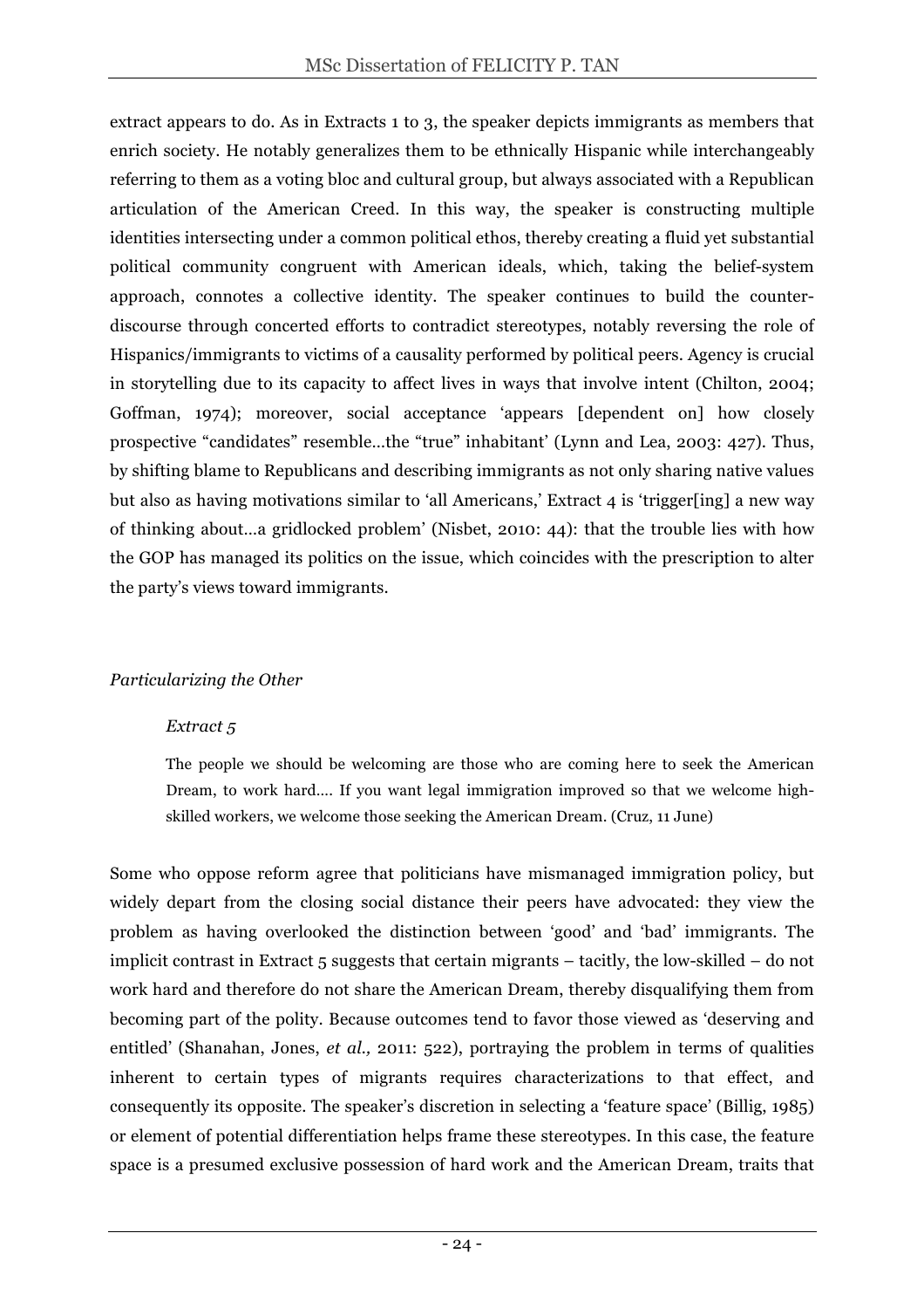extract appears to do. As in Extracts 1 to 3, the speaker depicts immigrants as members that enrich society. He notably generalizes them to be ethnically Hispanic while interchangeably referring to them as a voting bloc and cultural group, but always associated with a Republican articulation of the American Creed. In this way, the speaker is constructing multiple identities intersecting under a common political ethos, thereby creating a fluid yet substantial political community congruent with American ideals, which, taking the belief-system approach, connotes a collective identity. The speaker continues to build the counter-discourse through concerted efforts to contradict stereotypes, notably reversing the role of Hispanics/immigrants to victims of a causality performed by political peers. Agency is crucial in storytelling due to its capacity to affect lives in ways that involve intent (Chilton, 2004; Goffman, 1974); moreover, social acceptance 'appears [dependent on] how closely prospective "candidates" resemble…the "true" inhabitant' (Lynn and Lea, 2003: 427). Thus, by shifting blame to Republicans and describing immigrants as not only sharing native values but also as having motivations similar to 'all Americans,' Extract 4 is 'trigger[ing] a new way of thinking about…a gridlocked problem' (Nisbet, 2010: 44): that the trouble lies with how the GOP has managed its politics on the issue, which coincides with the prescription to alter the party's views toward immigrants.

### *Particularizing the Other*

*Extract 5*

> The people we should be welcoming are those who are coming here to seek the American Dream, to work hard…. If you want legal immigration improved so that we welcome high-skilled workers, we welcome those seeking the American Dream. (Cruz, 11 June)

Some who oppose reform agree that politicians have mismanaged immigration policy, but widely depart from the closing social distance their peers have advocated: they view the problem as having overlooked the distinction between 'good' and 'bad' immigrants. The implicit contrast in Extract 5 suggests that certain migrants – tacitly, the low-skilled – do not work hard and therefore do not share the American Dream, thereby disqualifying them from becoming part of the polity. Because outcomes tend to favor those viewed as 'deserving and entitled' (Shanahan, Jones, *et al.,* 2011: 522), portraying the problem in terms of qualities inherent to certain types of migrants requires characterizations to that effect, and consequently its opposite. The speaker's discretion in selecting a 'feature space' (Billig, 1985) or element of potential differentiation helps frame these stereotypes. In this case, the feature space is a presumed exclusive possession of hard work and the American Dream, traits that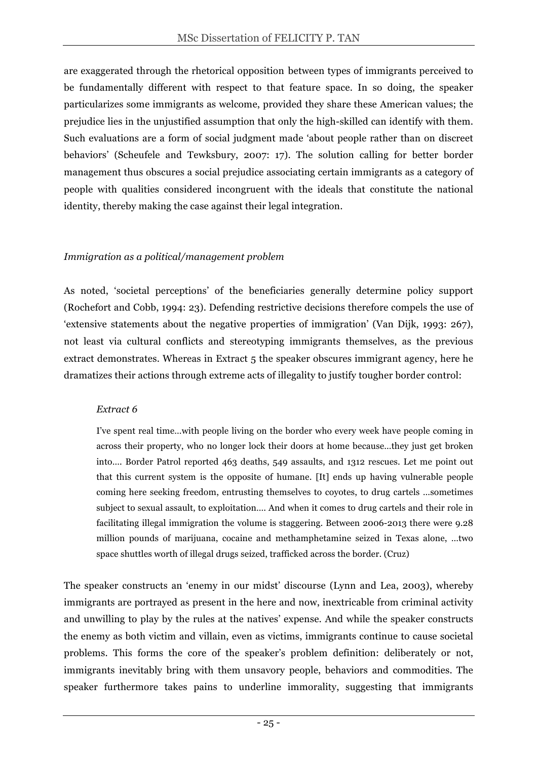are exaggerated through the rhetorical opposition between types of immigrants perceived to be fundamentally different with respect to that feature space. In so doing, the speaker particularizes some immigrants as welcome, provided they share these American values; the prejudice lies in the unjustified assumption that only the high-skilled can identify with them. Such evaluations are a form of social judgment made 'about people rather than on discreet behaviors' (Scheufele and Tewksbury, 2007: 17). The solution calling for better border management thus obscures a social prejudice associating certain immigrants as a category of people with qualities considered incongruent with the ideals that constitute the national identity, thereby making the case against their legal integration.

*Immigration as a political/management problem*

As noted, 'societal perceptions' of the beneficiaries generally determine policy support (Rochefort and Cobb, 1994: 23). Defending restrictive decisions therefore compels the use of 'extensive statements about the negative properties of immigration' (Van Dijk, 1993: 267), not least via cultural conflicts and stereotyping immigrants themselves, as the previous extract demonstrates. Whereas in Extract 5 the speaker obscures immigrant agency, here he dramatizes their actions through extreme acts of illegality to justify tougher border control:

*Extract 6*

> I've spent real time…with people living on the border who every week have people coming in across their property, who no longer lock their doors at home because…they just get broken into…. Border Patrol reported 463 deaths, 549 assaults, and 1312 rescues. Let me point out that this current system is the opposite of humane. [It] ends up having vulnerable people coming here seeking freedom, entrusting themselves to coyotes, to drug cartels …sometimes subject to sexual assault, to exploitation…. And when it comes to drug cartels and their role in facilitating illegal immigration the volume is staggering. Between 2006-2013 there were 9.28 million pounds of marijuana, cocaine and methamphetamine seized in Texas alone, …two space shuttles worth of illegal drugs seized, trafficked across the border. (Cruz)

The speaker constructs an 'enemy in our midst' discourse (Lynn and Lea, 2003), whereby immigrants are portrayed as present in the here and now, inextricable from criminal activity and unwilling to play by the rules at the natives' expense. And while the speaker constructs the enemy as both victim and villain, even as victims, immigrants continue to cause societal problems. This forms the core of the speaker's problem definition: deliberately or not, immigrants inevitably bring with them unsavory people, behaviors and commodities. The speaker furthermore takes pains to underline immorality, suggesting that immigrants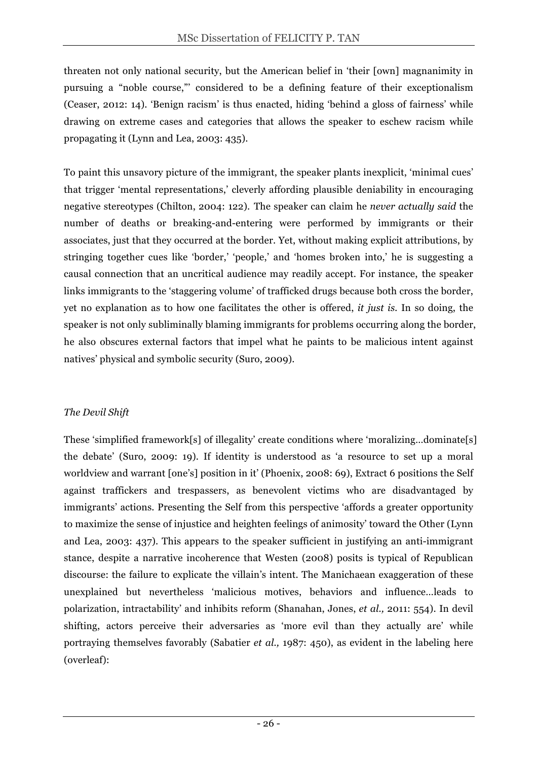threaten not only national security, but the American belief in 'their [own] magnanimity in pursuing a "noble course,"' considered to be a defining feature of their exceptionalism (Ceaser, 2012: 14). 'Benign racism' is thus enacted, hiding 'behind a gloss of fairness' while drawing on extreme cases and categories that allows the speaker to eschew racism while propagating it (Lynn and Lea, 2003: 435).

To paint this unsavory picture of the immigrant, the speaker plants inexplicit, 'minimal cues' that trigger 'mental representations,' cleverly affording plausible deniability in encouraging negative stereotypes (Chilton, 2004: 122). The speaker can claim he *never actually said* the number of deaths or breaking-and-entering were performed by immigrants or their associates, just that they occurred at the border. Yet, without making explicit attributions, by stringing together cues like 'border,' 'people,' and 'homes broken into,' he is suggesting a causal connection that an uncritical audience may readily accept. For instance, the speaker links immigrants to the 'staggering volume' of trafficked drugs because both cross the border, yet no explanation as to how one facilitates the other is offered, *it just is*. In so doing, the speaker is not only subliminally blaming immigrants for problems occurring along the border, he also obscures external factors that impel what he paints to be malicious intent against natives' physical and symbolic security (Suro, 2009).

*The Devil Shift*

These 'simplified framework[s] of illegality' create conditions where 'moralizing…dominate[s] the debate' (Suro, 2009: 19). If identity is understood as 'a resource to set up a moral worldview and warrant [one's] position in it' (Phoenix, 2008: 69), Extract 6 positions the Self against traffickers and trespassers, as benevolent victims who are disadvantaged by immigrants' actions. Presenting the Self from this perspective 'affords a greater opportunity to maximize the sense of injustice and heighten feelings of animosity' toward the Other (Lynn and Lea, 2003: 437). This appears to the speaker sufficient in justifying an anti-immigrant stance, despite a narrative incoherence that Westen (2008) posits is typical of Republican discourse: the failure to explicate the villain's intent. The Manichaean exaggeration of these unexplained but nevertheless 'malicious motives, behaviors and influence…leads to polarization, intractability' and inhibits reform (Shanahan, Jones, *et al.,* 2011: 554). In devil shifting, actors perceive their adversaries as 'more evil than they actually are' while portraying themselves favorably (Sabatier *et al.,* 1987: 450), as evident in the labeling here (overleaf):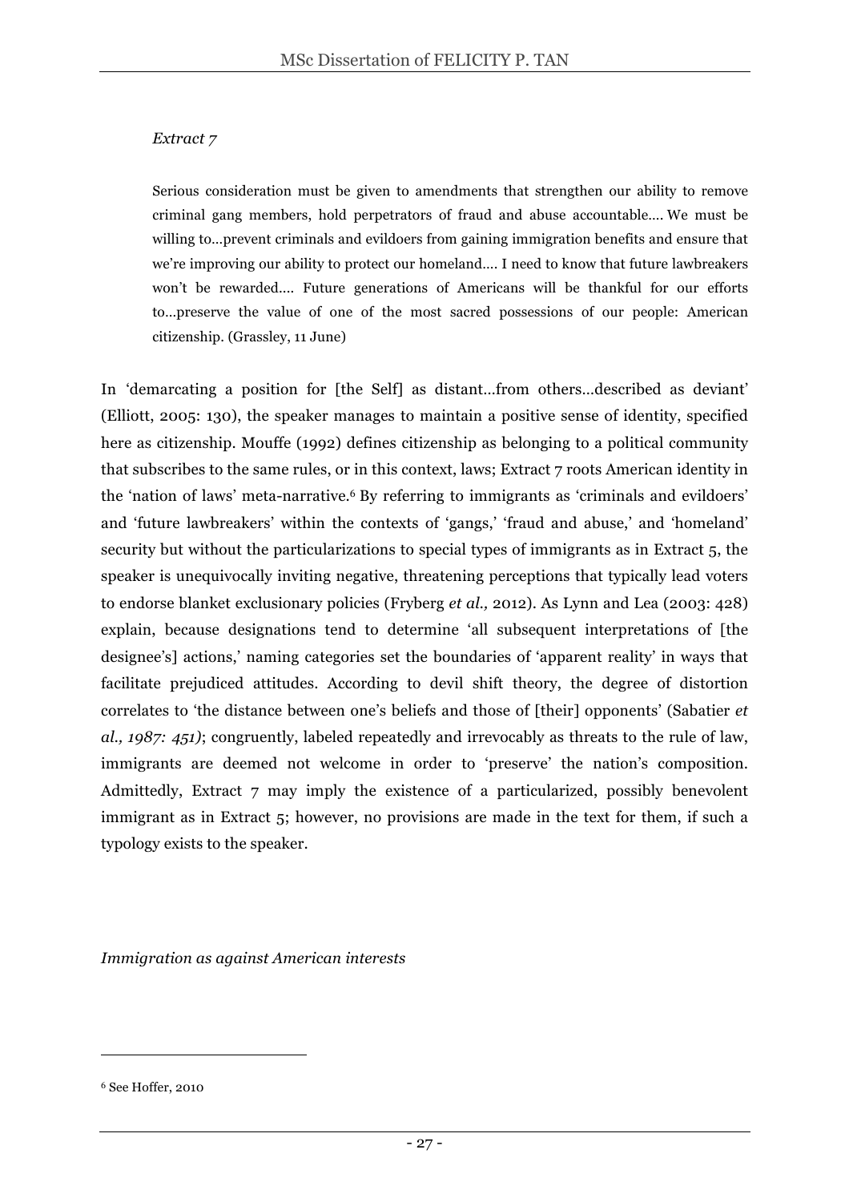*Extract 7*

> Serious consideration must be given to amendments that strengthen our ability to remove criminal gang members, hold perpetrators of fraud and abuse accountable.... We must be willing to...prevent criminals and evildoers from gaining immigration benefits and ensure that we're improving our ability to protect our homeland.... I need to know that future lawbreakers won't be rewarded.... Future generations of Americans will be thankful for our efforts to...preserve the value of one of the most sacred possessions of our people: American citizenship. (Grassley, 11 June)

In 'demarcating a position for [the Self] as distant...from others...described as deviant' (Elliott, 2005: 130), the speaker manages to maintain a positive sense of identity, specified here as citizenship. Mouffe (1992) defines citizenship as belonging to a political community that subscribes to the same rules, or in this context, laws; Extract 7 roots American identity in the 'nation of laws' meta-narrative.[6] By referring to immigrants as 'criminals and evildoers' and 'future lawbreakers' within the contexts of 'gangs,' 'fraud and abuse,' and 'homeland' security but without the particularizations to special types of immigrants as in Extract 5, the speaker is unequivocally inviting negative, threatening perceptions that typically lead voters to endorse blanket exclusionary policies (Fryberg *et al.,* 2012). As Lynn and Lea (2003: 428) explain, because designations tend to determine 'all subsequent interpretations of [the designee's] actions,' naming categories set the boundaries of 'apparent reality' in ways that facilitate prejudiced attitudes. According to devil shift theory, the degree of distortion correlates to 'the distance between one's beliefs and those of [their] opponents' (Sabatier *et al., 1987: 451)*; congruently, labeled repeatedly and irrevocably as threats to the rule of law, immigrants are deemed not welcome in order to 'preserve' the nation's composition. Admittedly, Extract 7 may imply the existence of a particularized, possibly benevolent immigrant as in Extract 5; however, no provisions are made in the text for them, if such a typology exists to the speaker.

*Immigration as against American interests*

[6] See Hoffer, 2010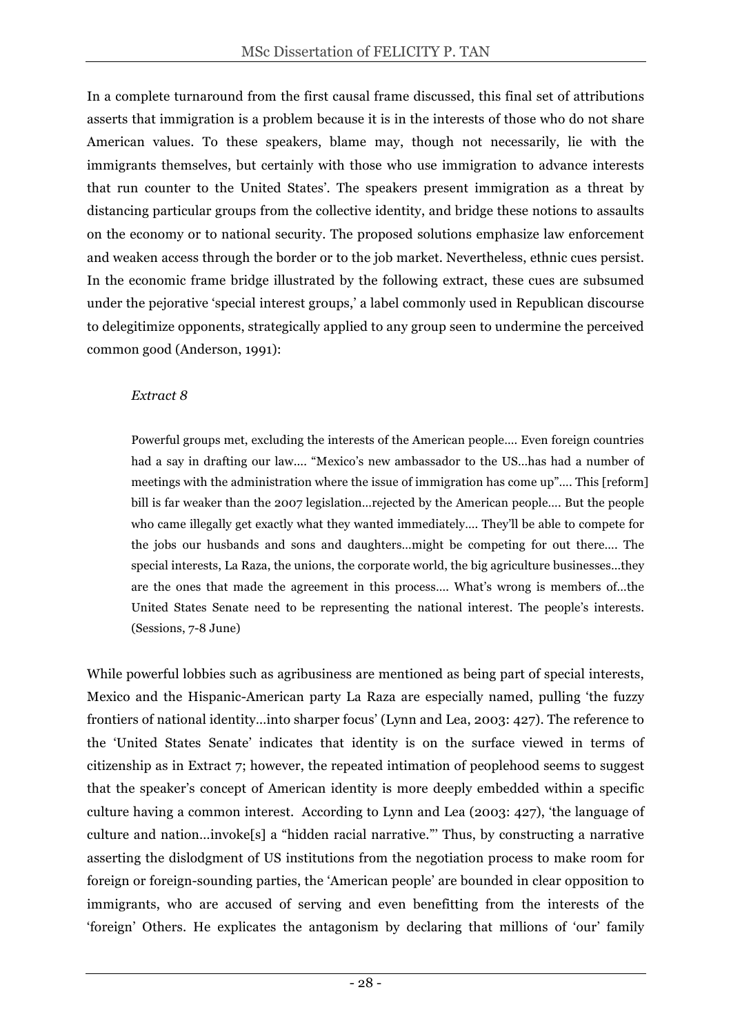In a complete turnaround from the first causal frame discussed, this final set of attributions asserts that immigration is a problem because it is in the interests of those who do not share American values. To these speakers, blame may, though not necessarily, lie with the immigrants themselves, but certainly with those who use immigration to advance interests that run counter to the United States'. The speakers present immigration as a threat by distancing particular groups from the collective identity, and bridge these notions to assaults on the economy or to national security. The proposed solutions emphasize law enforcement and weaken access through the border or to the job market. Nevertheless, ethnic cues persist. In the economic frame bridge illustrated by the following extract, these cues are subsumed under the pejorative 'special interest groups,' a label commonly used in Republican discourse to delegitimize opponents, strategically applied to any group seen to undermine the perceived common good (Anderson, 1991):

*Extract 8*

> Powerful groups met, excluding the interests of the American people.... Even foreign countries had a say in drafting our law.... "Mexico's new ambassador to the US...has had a number of meetings with the administration where the issue of immigration has come up".... This [reform] bill is far weaker than the 2007 legislation...rejected by the American people.... But the people who came illegally get exactly what they wanted immediately.... They'll be able to compete for the jobs our husbands and sons and daughters...might be competing for out there.... The special interests, La Raza, the unions, the corporate world, the big agriculture businesses...they are the ones that made the agreement in this process.... What's wrong is members of...the United States Senate need to be representing the national interest. The people's interests. (Sessions, 7-8 June)

While powerful lobbies such as agribusiness are mentioned as being part of special interests, Mexico and the Hispanic-American party La Raza are especially named, pulling 'the fuzzy frontiers of national identity...into sharper focus' (Lynn and Lea, 2003: 427). The reference to the 'United States Senate' indicates that identity is on the surface viewed in terms of citizenship as in Extract 7; however, the repeated intimation of peoplehood seems to suggest that the speaker's concept of American identity is more deeply embedded within a specific culture having a common interest. According to Lynn and Lea (2003: 427), 'the language of culture and nation...invoke[s] a "hidden racial narrative."' Thus, by constructing a narrative asserting the dislodgment of US institutions from the negotiation process to make room for foreign or foreign-sounding parties, the 'American people' are bounded in clear opposition to immigrants, who are accused of serving and even benefitting from the interests of the 'foreign' Others. He explicates the antagonism by declaring that millions of 'our' family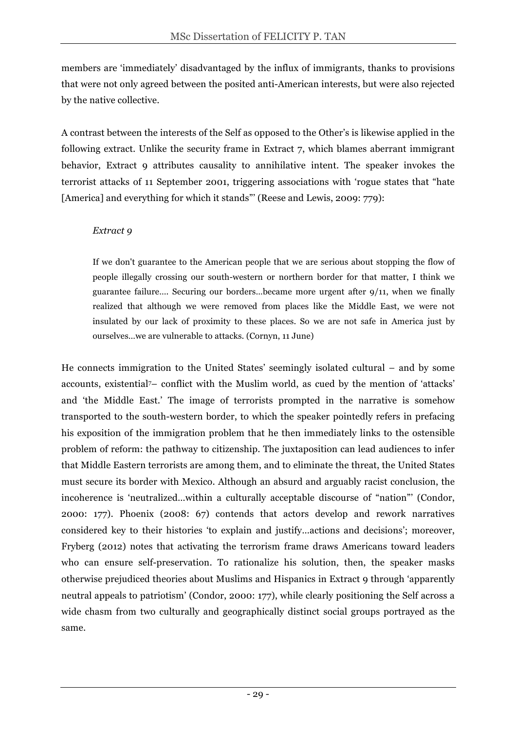members are 'immediately' disadvantaged by the influx of immigrants, thanks to provisions that were not only agreed between the posited anti-American interests, but were also rejected by the native collective.

A contrast between the interests of the Self as opposed to the Other's is likewise applied in the following extract. Unlike the security frame in Extract 7, which blames aberrant immigrant behavior, Extract 9 attributes causality to annihilative intent. The speaker invokes the terrorist attacks of 11 September 2001, triggering associations with 'rogue states that "hate [America] and everything for which it stands"' (Reese and Lewis, 2009: 779):

> *Extract 9*
>
> If we don't guarantee to the American people that we are serious about stopping the flow of people illegally crossing our south-western or northern border for that matter, I think we guarantee failure.... Securing our borders…became more urgent after 9/11, when we finally realized that although we were removed from places like the Middle East, we were not insulated by our lack of proximity to these places. So we are not safe in America just by ourselves…we are vulnerable to attacks. (Cornyn, 11 June)

He connects immigration to the United States' seemingly isolated cultural – and by some accounts, existential[7]– conflict with the Muslim world, as cued by the mention of 'attacks' and 'the Middle East.' The image of terrorists prompted in the narrative is somehow transported to the south-western border, to which the speaker pointedly refers in prefacing his exposition of the immigration problem that he then immediately links to the ostensible problem of reform: the pathway to citizenship. The juxtaposition can lead audiences to infer that Middle Eastern terrorists are among them, and to eliminate the threat, the United States must secure its border with Mexico. Although an absurd and arguably racist conclusion, the incoherence is 'neutralized…within a culturally acceptable discourse of "nation"' (Condor, 2000: 177). Phoenix (2008: 67) contends that actors develop and rework narratives considered key to their histories 'to explain and justify…actions and decisions'; moreover, Fryberg (2012) notes that activating the terrorism frame draws Americans toward leaders who can ensure self-preservation. To rationalize his solution, then, the speaker masks otherwise prejudiced theories about Muslims and Hispanics in Extract 9 through 'apparently neutral appeals to patriotism' (Condor, 2000: 177), while clearly positioning the Self across a wide chasm from two culturally and geographically distinct social groups portrayed as the same.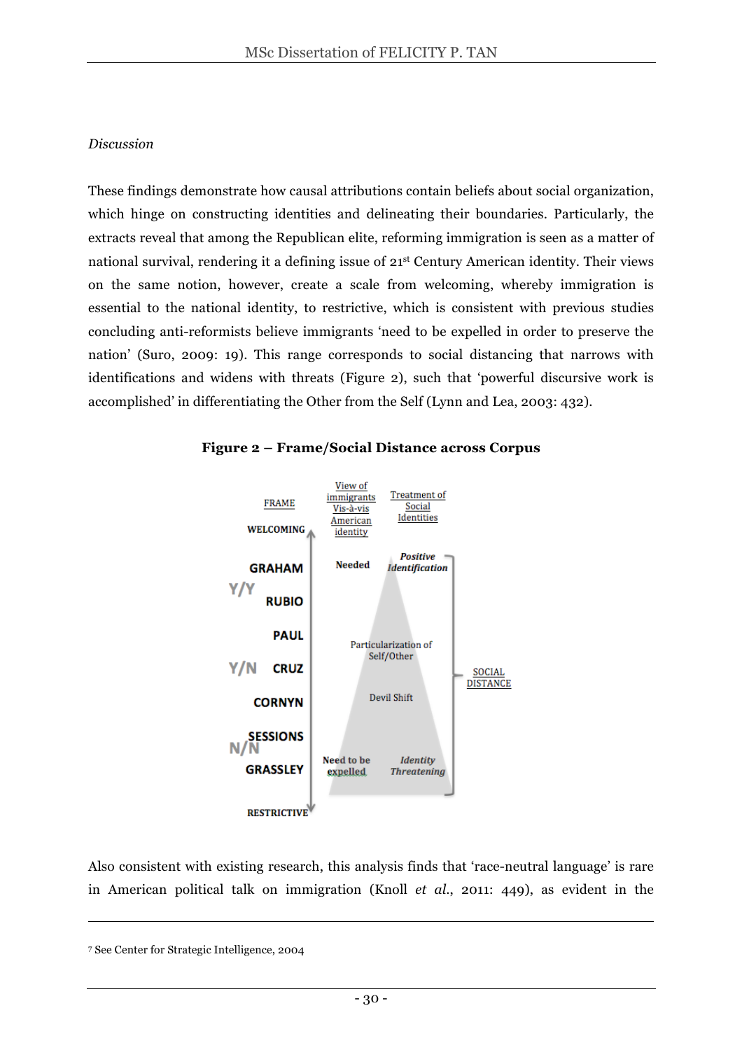*Discussion*

These findings demonstrate how causal attributions contain beliefs about social organization, which hinge on constructing identities and delineating their boundaries. Particularly, the extracts reveal that among the Republican elite, reforming immigration is seen as a matter of national survival, rendering it a defining issue of 21st Century American identity. Their views on the same notion, however, create a scale from welcoming, whereby immigration is essential to the national identity, to restrictive, which is consistent with previous studies concluding anti-reformists believe immigrants 'need to be expelled in order to preserve the nation' (Suro, 2009: 19). This range corresponds to social distancing that narrows with identifications and widens with threats (Figure 2), such that 'powerful discursive work is accomplished' in differentiating the Other from the Self (Lynn and Lea, 2003: 432).

**Figure 2 – Frame/Social Distance across Corpus**

FRAME

WELCOMING

GRAHAM
Y/Y
RUBIO

PAUL
Y/N CRUZ

CORNYN

SESSIONS
N/N
GRASSLEY

RESTRICTIVE

View of immigrants Vis-à-vis American identity

Needed

Need to be expelled

Treatment of Social Identities

*Positive Identification*

Particularization of Self/Other

Devil Shift

*Identity Threatening*

SOCIAL DISTANCE

Also consistent with existing research, this analysis finds that 'race-neutral language' is rare in American political talk on immigration (Knoll *et al.*, 2011: 449), as evident in the

---

7 See Center for Strategic Intelligence, 2004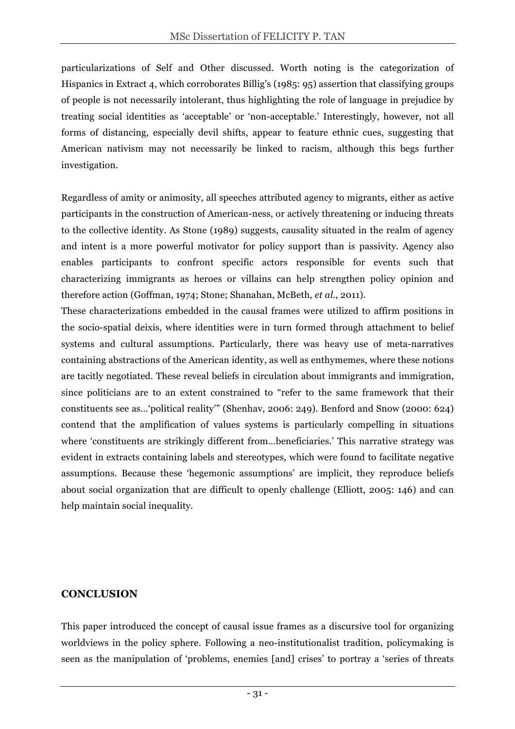particularizations of Self and Other discussed. Worth noting is the categorization of Hispanics in Extract 4, which corroborates Billig's (1985: 95) assertion that classifying groups of people is not necessarily intolerant, thus highlighting the role of language in prejudice by treating social identities as 'acceptable' or 'non-acceptable.' Interestingly, however, not all forms of distancing, especially devil shifts, appear to feature ethnic cues, suggesting that American nativism may not necessarily be linked to racism, although this begs further investigation.

Regardless of amity or animosity, all speeches attributed agency to migrants, either as active participants in the construction of American-ness, or actively threatening or inducing threats to the collective identity. As Stone (1989) suggests, causality situated in the realm of agency and intent is a more powerful motivator for policy support than is passivity. Agency also enables participants to confront specific actors responsible for events such that characterizing immigrants as heroes or villains can help strengthen policy opinion and therefore action (Goffman, 1974; Stone; Shanahan, McBeth, *et al.*, 2011).

These characterizations embedded in the causal frames were utilized to affirm positions in the socio-spatial deixis, where identities were in turn formed through attachment to belief systems and cultural assumptions. Particularly, there was heavy use of meta-narratives containing abstractions of the American identity, as well as enthymemes, where these notions are tacitly negotiated. These reveal beliefs in circulation about immigrants and immigration, since politicians are to an extent constrained to "refer to the same framework that their constituents see as…'political reality'" (Shenhav, 2006: 249). Benford and Snow (2000: 624) contend that the amplification of values systems is particularly compelling in situations where 'constituents are strikingly different from…beneficiaries.' This narrative strategy was evident in extracts containing labels and stereotypes, which were found to facilitate negative assumptions. Because these 'hegemonic assumptions' are implicit, they reproduce beliefs about social organization that are difficult to openly challenge (Elliott, 2005: 146) and can help maintain social inequality.

## CONCLUSION

This paper introduced the concept of causal issue frames as a discursive tool for organizing worldviews in the policy sphere. Following a neo-institutionalist tradition, policymaking is seen as the manipulation of 'problems, enemies [and] crises' to portray a 'series of threats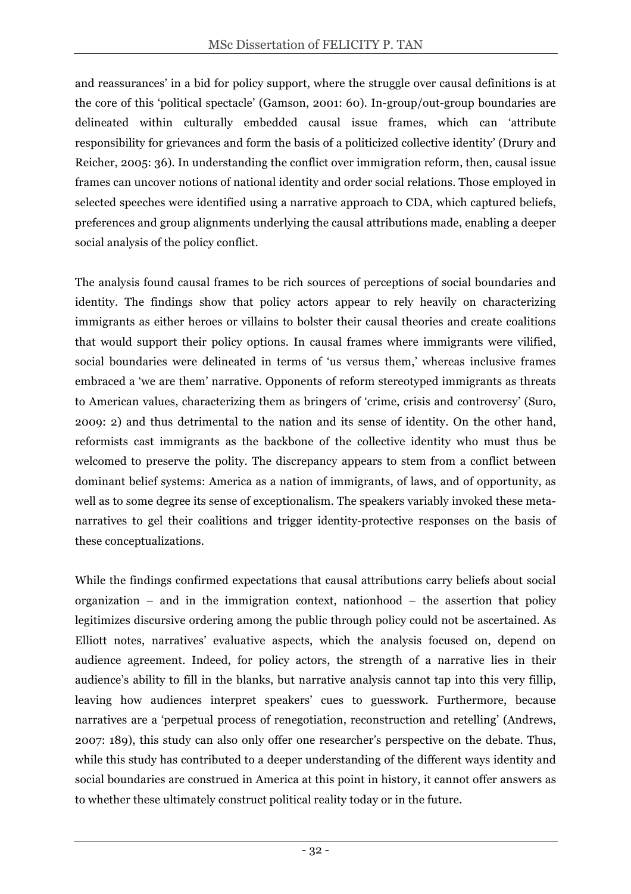and reassurances' in a bid for policy support, where the struggle over causal definitions is at the core of this 'political spectacle' (Gamson, 2001: 60). In-group/out-group boundaries are delineated within culturally embedded causal issue frames, which can 'attribute responsibility for grievances and form the basis of a politicized collective identity' (Drury and Reicher, 2005: 36). In understanding the conflict over immigration reform, then, causal issue frames can uncover notions of national identity and order social relations. Those employed in selected speeches were identified using a narrative approach to CDA, which captured beliefs, preferences and group alignments underlying the causal attributions made, enabling a deeper social analysis of the policy conflict.

The analysis found causal frames to be rich sources of perceptions of social boundaries and identity. The findings show that policy actors appear to rely heavily on characterizing immigrants as either heroes or villains to bolster their causal theories and create coalitions that would support their policy options. In causal frames where immigrants were vilified, social boundaries were delineated in terms of 'us versus them,' whereas inclusive frames embraced a 'we are them' narrative. Opponents of reform stereotyped immigrants as threats to American values, characterizing them as bringers of 'crime, crisis and controversy' (Suro, 2009: 2) and thus detrimental to the nation and its sense of identity. On the other hand, reformists cast immigrants as the backbone of the collective identity who must thus be welcomed to preserve the polity. The discrepancy appears to stem from a conflict between dominant belief systems: America as a nation of immigrants, of laws, and of opportunity, as well as to some degree its sense of exceptionalism. The speakers variably invoked these meta-narratives to gel their coalitions and trigger identity-protective responses on the basis of these conceptualizations.

While the findings confirmed expectations that causal attributions carry beliefs about social organization – and in the immigration context, nationhood – the assertion that policy legitimizes discursive ordering among the public through policy could not be ascertained. As Elliott notes, narratives' evaluative aspects, which the analysis focused on, depend on audience agreement. Indeed, for policy actors, the strength of a narrative lies in their audience's ability to fill in the blanks, but narrative analysis cannot tap into this very fillip, leaving how audiences interpret speakers' cues to guesswork. Furthermore, because narratives are a 'perpetual process of renegotiation, reconstruction and retelling' (Andrews, 2007: 189), this study can also only offer one researcher's perspective on the debate. Thus, while this study has contributed to a deeper understanding of the different ways identity and social boundaries are construed in America at this point in history, it cannot offer answers as to whether these ultimately construct political reality today or in the future.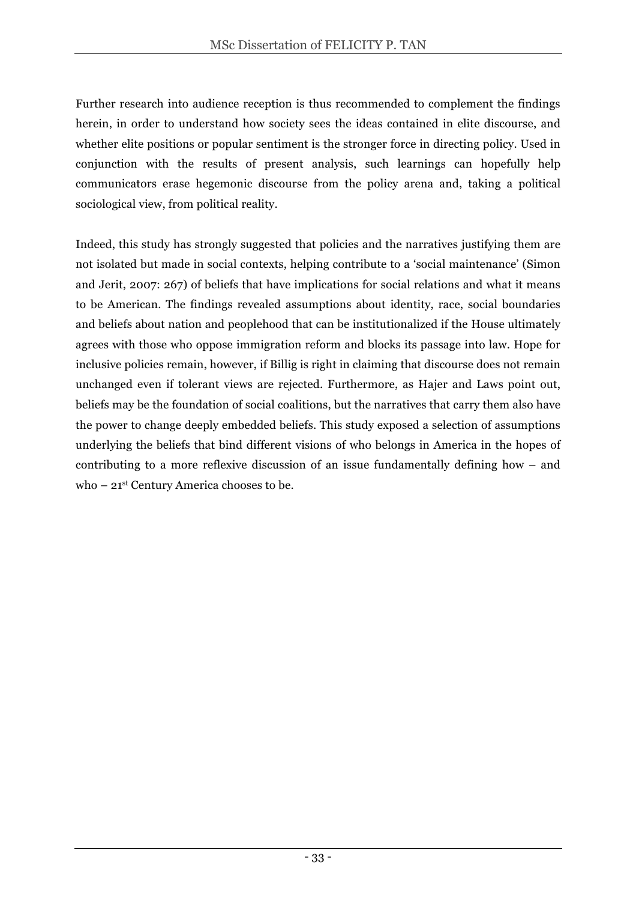Further research into audience reception is thus recommended to complement the findings herein, in order to understand how society sees the ideas contained in elite discourse, and whether elite positions or popular sentiment is the stronger force in directing policy. Used in conjunction with the results of present analysis, such learnings can hopefully help communicators erase hegemonic discourse from the policy arena and, taking a political sociological view, from political reality.

Indeed, this study has strongly suggested that policies and the narratives justifying them are not isolated but made in social contexts, helping contribute to a 'social maintenance' (Simon and Jerit, 2007: 267) of beliefs that have implications for social relations and what it means to be American. The findings revealed assumptions about identity, race, social boundaries and beliefs about nation and peoplehood that can be institutionalized if the House ultimately agrees with those who oppose immigration reform and blocks its passage into law. Hope for inclusive policies remain, however, if Billig is right in claiming that discourse does not remain unchanged even if tolerant views are rejected. Furthermore, as Hajer and Laws point out, beliefs may be the foundation of social coalitions, but the narratives that carry them also have the power to change deeply embedded beliefs. This study exposed a selection of assumptions underlying the beliefs that bind different visions of who belongs in America in the hopes of contributing to a more reflexive discussion of an issue fundamentally defining how – and who – 21st Century America chooses to be.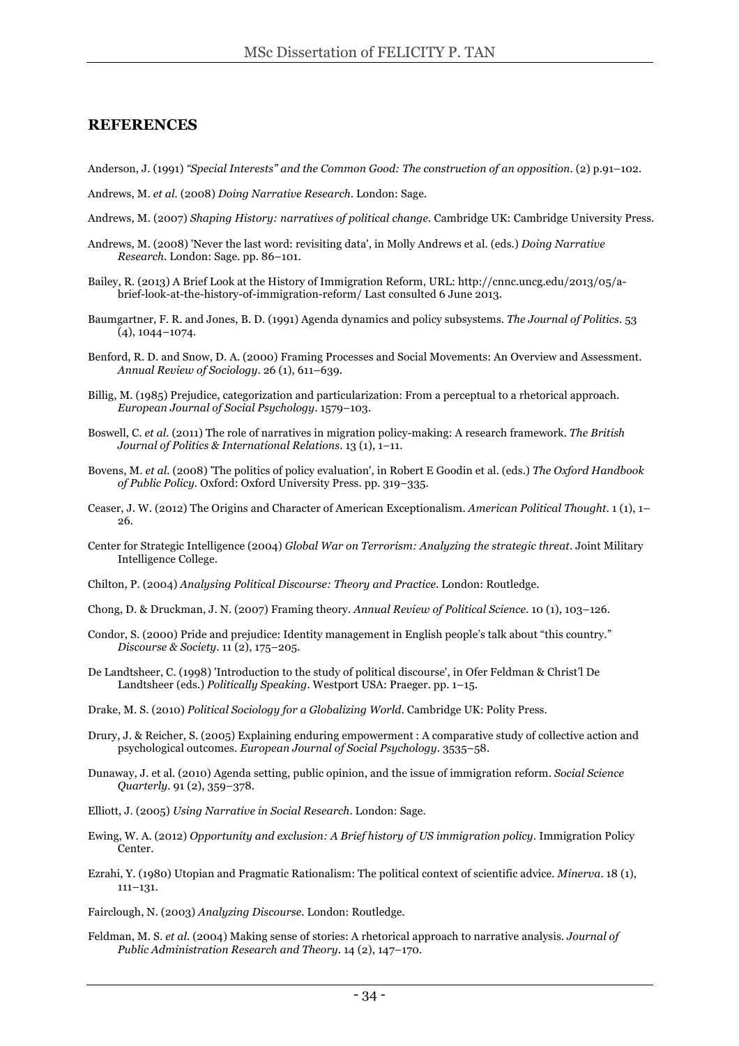## REFERENCES

Anderson, J. (1991) *"Special Interests" and the Common Good: The construction of an opposition.* (2) p.91–102.

Andrews, M. *et al.* (2008) *Doing Narrative Research*. London: Sage.

Andrews, M. (2007) *Shaping History: narratives of political change*. Cambridge UK: Cambridge University Press.

Andrews, M. (2008) 'Never the last word: revisiting data', in Molly Andrews et al. (eds.) *Doing Narrative Research*. London: Sage. pp. 86–101.

Bailey, R. (2013) A Brief Look at the History of Immigration Reform, URL: http://cnnc.uncg.edu/2013/05/a-brief-look-at-the-history-of-immigration-reform/ Last consulted 6 June 2013.

Baumgartner, F. R. and Jones, B. D. (1991) Agenda dynamics and policy subsystems. *The Journal of Politics*. 53 (4), 1044–1074.

Benford, R. D. and Snow, D. A. (2000) Framing Processes and Social Movements: An Overview and Assessment. *Annual Review of Sociology*. 26 (1), 611–639.

Billig, M. (1985) Prejudice, categorization and particularization: From a perceptual to a rhetorical approach. *European Journal of Social Psychology*. 1579–103.

Boswell, C. *et al.* (2011) The role of narratives in migration policy-making: A research framework. *The British Journal of Politics & International Relations*. 13 (1), 1–11.

Bovens, M. *et al.* (2008) 'The politics of policy evaluation', in Robert E Goodin et al. (eds.) *The Oxford Handbook of Public Policy*. Oxford: Oxford University Press. pp. 319–335.

Ceaser, J. W. (2012) The Origins and Character of American Exceptionalism. *American Political Thought*. 1 (1), 1–26.

Center for Strategic Intelligence (2004) *Global War on Terrorism: Analyzing the strategic threat*. Joint Military Intelligence College.

Chilton, P. (2004) *Analysing Political Discourse: Theory and Practice*. London: Routledge.

Chong, D. & Druckman, J. N. (2007) Framing theory. *Annual Review of Political Science*. 10 (1), 103–126.

Condor, S. (2000) Pride and prejudice: Identity management in English people's talk about "this country." *Discourse & Society*. 11 (2), 175–205.

De Landtsheer, C. (1998) 'Introduction to the study of political discourse', in Ofer Feldman & Christ'l De Landtsheer (eds.) *Politically Speaking*. Westport USA: Praeger. pp. 1–15.

Drake, M. S. (2010) *Political Sociology for a Globalizing World*. Cambridge UK: Polity Press.

Drury, J. & Reicher, S. (2005) Explaining enduring empowerment : A comparative study of collective action and psychological outcomes. *European Journal of Social Psychology*. 3535–58.

Dunaway, J. et al. (2010) Agenda setting, public opinion, and the issue of immigration reform. *Social Science Quarterly*. 91 (2), 359–378.

Elliott, J. (2005) *Using Narrative in Social Research*. London: Sage.

Ewing, W. A. (2012) *Opportunity and exclusion: A Brief history of US immigration policy*. Immigration Policy Center.

Ezrahi, Y. (1980) Utopian and Pragmatic Rationalism: The political context of scientific advice. *Minerva*. 18 (1), 111–131.

Fairclough, N. (2003) *Analyzing Discourse*. London: Routledge.

Feldman, M. S. *et al.* (2004) Making sense of stories: A rhetorical approach to narrative analysis. *Journal of Public Administration Research and Theory*. 14 (2), 147–170.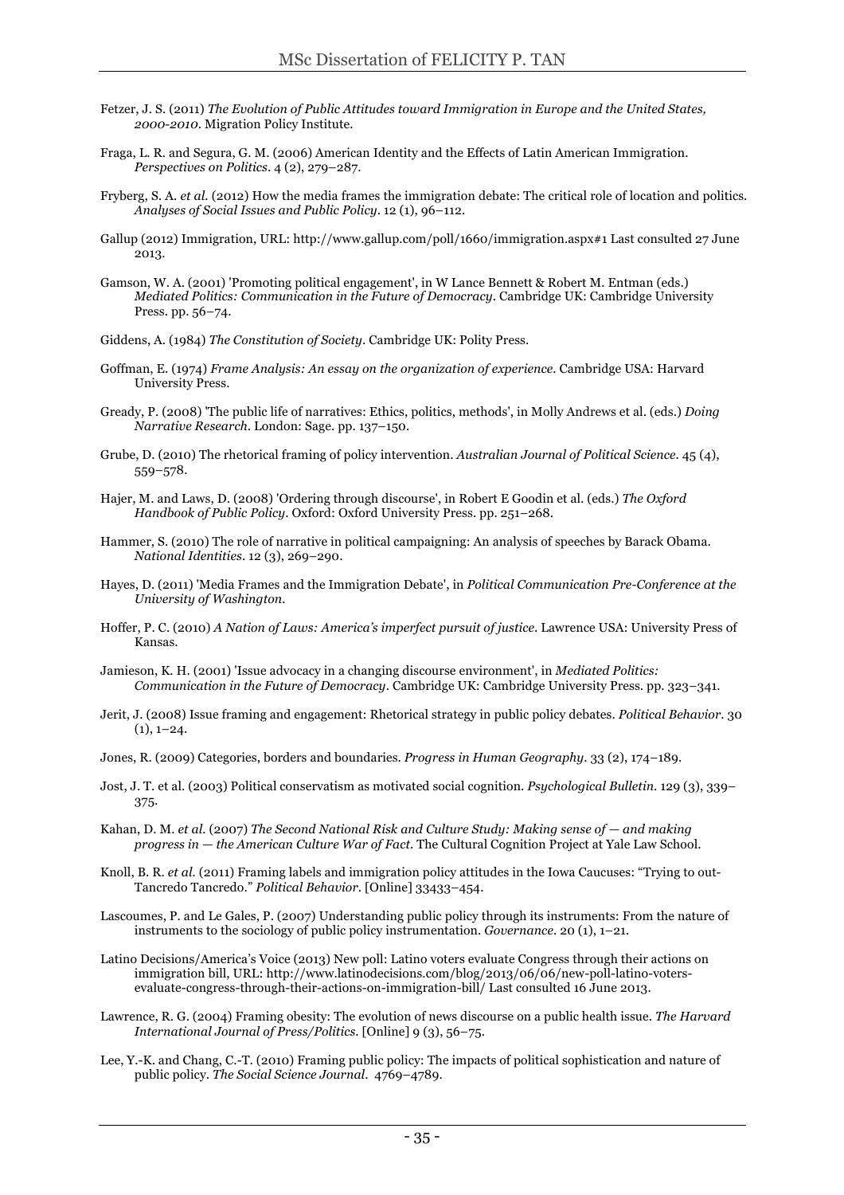Fetzer, J. S. (2011) *The Evolution of Public Attitudes toward Immigration in Europe and the United States, 2000-2010*. Migration Policy Institute.

Fraga, L. R. and Segura, G. M. (2006) American Identity and the Effects of Latin American Immigration. *Perspectives on Politics*. 4 (2), 279–287.

Fryberg, S. A. *et al.* (2012) How the media frames the immigration debate: The critical role of location and politics. *Analyses of Social Issues and Public Policy*. 12 (1), 96–112.

Gallup (2012) Immigration, URL: http://www.gallup.com/poll/1660/immigration.aspx#1 Last consulted 27 June 2013.

Gamson, W. A. (2001) 'Promoting political engagement', in W Lance Bennett & Robert M. Entman (eds.) *Mediated Politics: Communication in the Future of Democracy*. Cambridge UK: Cambridge University Press. pp. 56–74.

Giddens, A. (1984) *The Constitution of Society*. Cambridge UK: Polity Press.

Goffman, E. (1974) *Frame Analysis: An essay on the organization of experience*. Cambridge USA: Harvard University Press.

Gready, P. (2008) 'The public life of narratives: Ethics, politics, methods', in Molly Andrews et al. (eds.) *Doing Narrative Research*. London: Sage. pp. 137–150.

Grube, D. (2010) The rhetorical framing of policy intervention. *Australian Journal of Political Science*. 45 (4), 559–578.

Hajer, M. and Laws, D. (2008) 'Ordering through discourse', in Robert E Goodin et al. (eds.) *The Oxford Handbook of Public Policy*. Oxford: Oxford University Press. pp. 251–268.

Hammer, S. (2010) The role of narrative in political campaigning: An analysis of speeches by Barack Obama. *National Identities*. 12 (3), 269–290.

Hayes, D. (2011) 'Media Frames and the Immigration Debate', in *Political Communication Pre-Conference at the University of Washington*.

Hoffer, P. C. (2010) *A Nation of Laws: America's imperfect pursuit of justice*. Lawrence USA: University Press of Kansas.

Jamieson, K. H. (2001) 'Issue advocacy in a changing discourse environment', in *Mediated Politics: Communication in the Future of Democracy*. Cambridge UK: Cambridge University Press. pp. 323–341.

Jerit, J. (2008) Issue framing and engagement: Rhetorical strategy in public policy debates. *Political Behavior*. 30 (1), 1–24.

Jones, R. (2009) Categories, borders and boundaries. *Progress in Human Geography*. 33 (2), 174–189.

Jost, J. T. et al. (2003) Political conservatism as motivated social cognition. *Psychological Bulletin*. 129 (3), 339–375.

Kahan, D. M. *et al.* (2007) *The Second National Risk and Culture Study: Making sense of — and making progress in — the American Culture War of Fact*. The Cultural Cognition Project at Yale Law School.

Knoll, B. R. *et al.* (2011) Framing labels and immigration policy attitudes in the Iowa Caucuses: "Trying to out-Tancredo Tancredo." *Political Behavior*. [Online] 33433–454.

Lascoumes, P. and Le Gales, P. (2007) Understanding public policy through its instruments: From the nature of instruments to the sociology of public policy instrumentation. *Governance*. 20 (1), 1–21.

Latino Decisions/America's Voice (2013) New poll: Latino voters evaluate Congress through their actions on immigration bill, URL: http://www.latinodecisions.com/blog/2013/06/06/new-poll-latino-voters-evaluate-congress-through-their-actions-on-immigration-bill/ Last consulted 16 June 2013.

Lawrence, R. G. (2004) Framing obesity: The evolution of news discourse on a public health issue. *The Harvard International Journal of Press/Politics*. [Online] 9 (3), 56–75.

Lee, Y.-K. and Chang, C.-T. (2010) Framing public policy: The impacts of political sophistication and nature of public policy. *The Social Science Journal*. 4769–4789.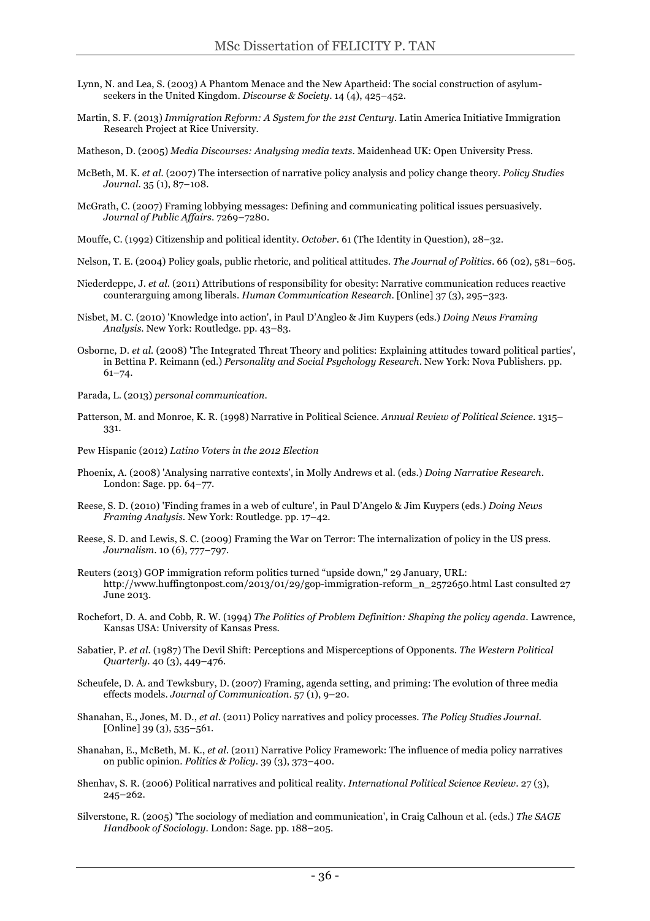Lynn, N. and Lea, S. (2003) A Phantom Menace and the New Apartheid: The social construction of asylum-seekers in the United Kingdom. *Discourse & Society*. 14 (4), 425–452.

Martin, S. F. (2013) *Immigration Reform: A System for the 21st Century*. Latin America Initiative Immigration Research Project at Rice University.

Matheson, D. (2005) *Media Discourses: Analysing media texts*. Maidenhead UK: Open University Press.

McBeth, M. K. *et al.* (2007) The intersection of narrative policy analysis and policy change theory. *Policy Studies Journal*. 35 (1), 87–108.

McGrath, C. (2007) Framing lobbying messages: Defining and communicating political issues persuasively. *Journal of Public Affairs*. 7269–7280.

Mouffe, C. (1992) Citizenship and political identity. *October*. 61 (The Identity in Question), 28–32.

Nelson, T. E. (2004) Policy goals, public rhetoric, and political attitudes. *The Journal of Politics*. 66 (02), 581–605.

Niederdeppe, J. *et al.* (2011) Attributions of responsibility for obesity: Narrative communication reduces reactive counterarguing among liberals. *Human Communication Research*. [Online] 37 (3), 295–323.

Nisbet, M. C. (2010) 'Knowledge into action', in Paul D'Angleo & Jim Kuypers (eds.) *Doing News Framing Analysis*. New York: Routledge. pp. 43–83.

Osborne, D. *et al.* (2008) 'The Integrated Threat Theory and politics: Explaining attitudes toward political parties', in Bettina P. Reimann (ed.) *Personality and Social Psychology Research*. New York: Nova Publishers. pp. 61–74.

Parada, L. (2013) *personal communication*.

Patterson, M. and Monroe, K. R. (1998) Narrative in Political Science. *Annual Review of Political Science*. 1315–331.

Pew Hispanic (2012) *Latino Voters in the 2012 Election*

Phoenix, A. (2008) 'Analysing narrative contexts', in Molly Andrews et al. (eds.) *Doing Narrative Research*. London: Sage. pp. 64–77.

Reese, S. D. (2010) 'Finding frames in a web of culture', in Paul D'Angelo & Jim Kuypers (eds.) *Doing News Framing Analysis*. New York: Routledge. pp. 17–42.

Reese, S. D. and Lewis, S. C. (2009) Framing the War on Terror: The internalization of policy in the US press. *Journalism*. 10 (6), 777–797.

Reuters (2013) GOP immigration reform politics turned "upside down," 29 January, URL: http://www.huffingtonpost.com/2013/01/29/gop-immigration-reform_n_2572650.html Last consulted 27 June 2013.

Rochefort, D. A. and Cobb, R. W. (1994) *The Politics of Problem Definition: Shaping the policy agenda*. Lawrence, Kansas USA: University of Kansas Press.

Sabatier, P. *et al.* (1987) The Devil Shift: Perceptions and Misperceptions of Opponents. *The Western Political Quarterly*. 40 (3), 449–476.

Scheufele, D. A. and Tewksbury, D. (2007) Framing, agenda setting, and priming: The evolution of three media effects models. *Journal of Communication*. 57 (1), 9–20.

Shanahan, E., Jones, M. D., *et al.* (2011) Policy narratives and policy processes. *The Policy Studies Journal*. [Online] 39 (3), 535–561.

Shanahan, E., McBeth, M. K., *et al.* (2011) Narrative Policy Framework: The influence of media policy narratives on public opinion. *Politics & Policy*. 39 (3), 373–400.

Shenhav, S. R. (2006) Political narratives and political reality. *International Political Science Review*. 27 (3), 245–262.

Silverstone, R. (2005) 'The sociology of mediation and communication', in Craig Calhoun et al. (eds.) *The SAGE Handbook of Sociology*. London: Sage. pp. 188–205.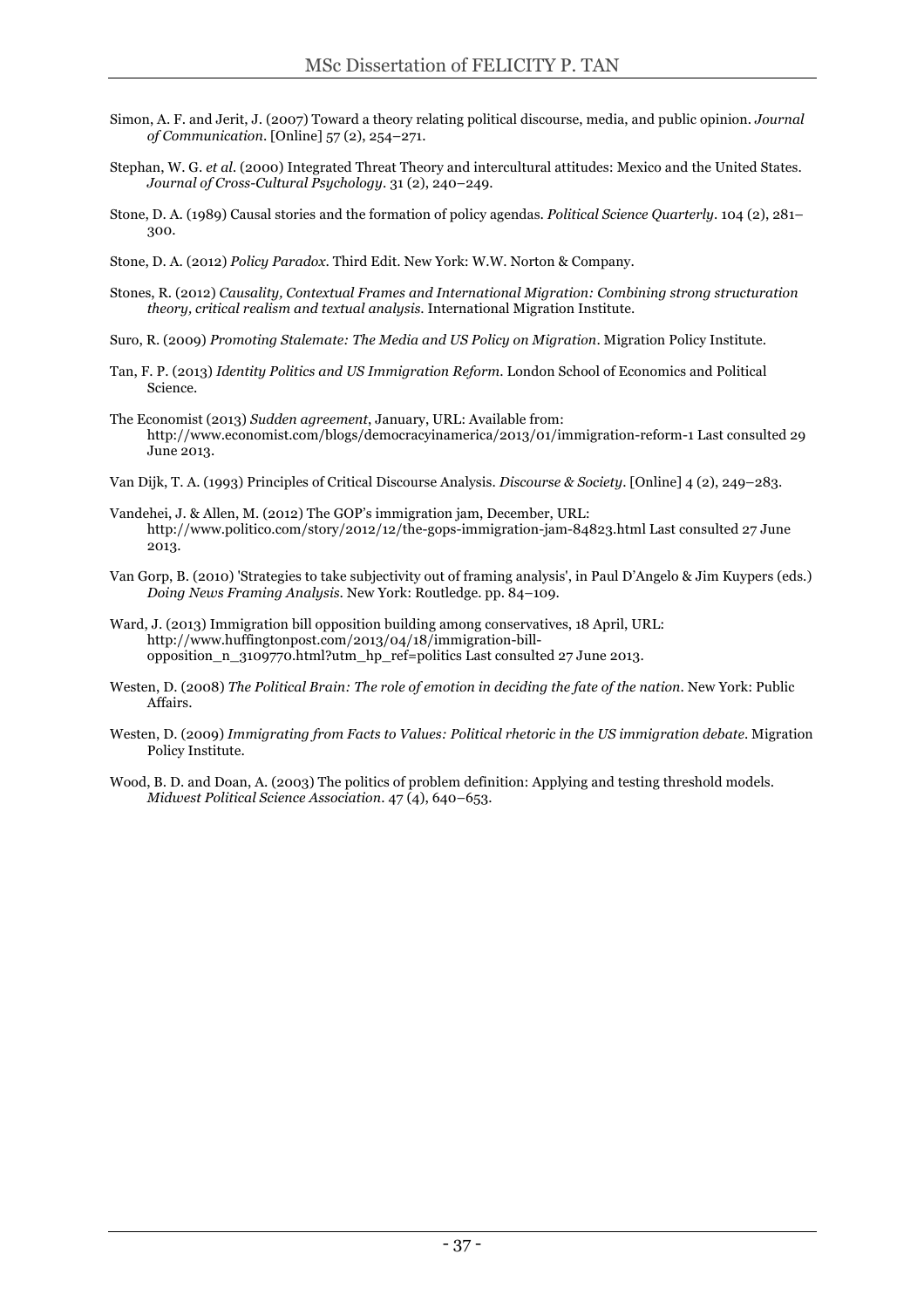Simon, A. F. and Jerit, J. (2007) Toward a theory relating political discourse, media, and public opinion. *Journal of Communication*. [Online] 57 (2), 254–271.

Stephan, W. G. *et al*. (2000) Integrated Threat Theory and intercultural attitudes: Mexico and the United States. *Journal of Cross-Cultural Psychology*. 31 (2), 240–249.

Stone, D. A. (1989) Causal stories and the formation of policy agendas. *Political Science Quarterly*. 104 (2), 281–300.

Stone, D. A. (2012) *Policy Paradox*. Third Edit. New York: W.W. Norton & Company.

Stones, R. (2012) *Causality, Contextual Frames and International Migration: Combining strong structuration theory, critical realism and textual analysis*. International Migration Institute.

Suro, R. (2009) *Promoting Stalemate: The Media and US Policy on Migration*. Migration Policy Institute.

Tan, F. P. (2013) *Identity Politics and US Immigration Reform*. London School of Economics and Political Science.

The Economist (2013) *Sudden agreement*, January, URL: Available from: http://www.economist.com/blogs/democracyinamerica/2013/01/immigration-reform-1 Last consulted 29 June 2013.

Van Dijk, T. A. (1993) Principles of Critical Discourse Analysis. *Discourse & Society*. [Online] 4 (2), 249–283.

Vandehei, J. & Allen, M. (2012) The GOP's immigration jam, December, URL: http://www.politico.com/story/2012/12/the-gops-immigration-jam-84823.html Last consulted 27 June 2013.

Van Gorp, B. (2010) 'Strategies to take subjectivity out of framing analysis', in Paul D'Angelo & Jim Kuypers (eds.) *Doing News Framing Analysis*. New York: Routledge. pp. 84–109.

Ward, J. (2013) Immigration bill opposition building among conservatives, 18 April, URL: http://www.huffingtonpost.com/2013/04/18/immigration-bill-opposition_n_3109770.html?utm_hp_ref=politics Last consulted 27 June 2013.

Westen, D. (2008) *The Political Brain: The role of emotion in deciding the fate of the nation*. New York: Public Affairs.

Westen, D. (2009) *Immigrating from Facts to Values: Political rhetoric in the US immigration debate*. Migration Policy Institute.

Wood, B. D. and Doan, A. (2003) The politics of problem definition: Applying and testing threshold models. *Midwest Political Science Association*. 47 (4), 640–653.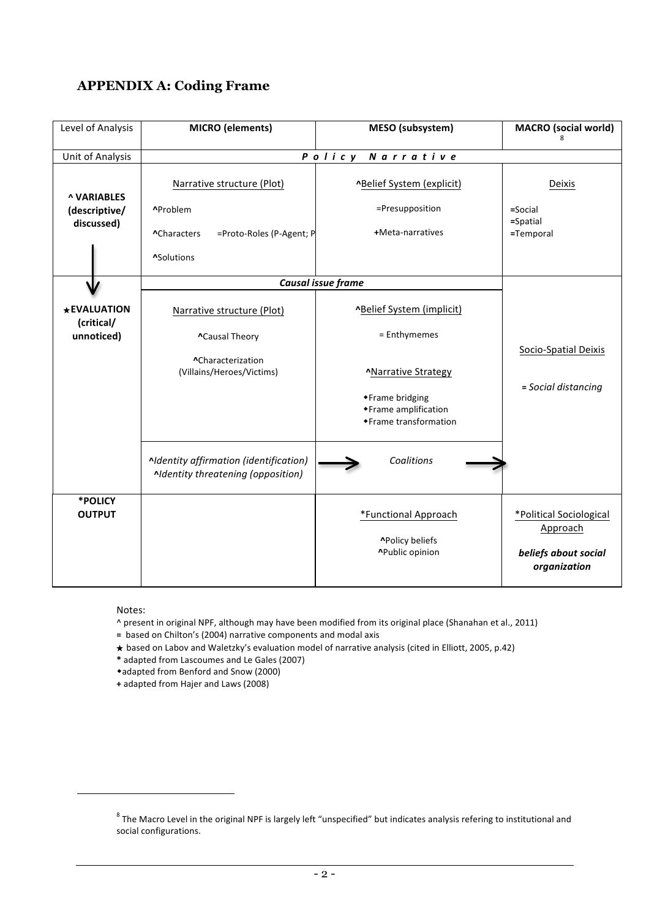## APPENDIX A: Coding Frame

| Level of Analysis | MICRO (elements) | MESO (subsystem) | MACRO (social world)[8] |
|---|---|---|---|
| Unit of Analysis | *Policy Narrative* | | |
| ^ VARIABLES (descriptive/ discussed) | Narrative structure (Plot) ^Problem ^Characters =Proto-Roles (P-Agent; P ^Solutions | ^Belief System (explicit) =Presupposition +Meta-narratives | Deixis =Social =Spatial =Temporal |
| ★EVALUATION (critical/ unnoticed) | *Causal issue frame* | | Socio-Spatial Deixis = *Social distancing* |
| | Narrative structure (Plot) ^Causal Theory ^Characterization (Villains/Heroes/Victims) | ^Belief System (implicit) = Enthymemes ^Narrative Strategy ◆Frame bridging ◆Frame amplification ◆Frame transformation | |
| | *^Identity affirmation (identification)* *^Identity threatening (opposition)* → | *Coalitions* → | |
| *POLICY OUTPUT | | *Functional Approach ^Policy beliefs ^Public opinion | *Political Sociological Approach ***beliefs about social organization*** |

Notes:

^ present in original NPF, although may have been modified from its original place (Shanahan et al., 2011)

= based on Chilton's (2004) narrative components and modal axis

★ based on Labov and Waletzky's evaluation model of narrative analysis (cited in Elliott, 2005, p.42)

* adapted from Lascoumes and Le Gales (2007)

◆adapted from Benford and Snow (2000)

+ adapted from Hajer and Laws (2008)

[8] The Macro Level in the original NPF is largely left "unspecified" but indicates analysis refering to institutional and social configurations.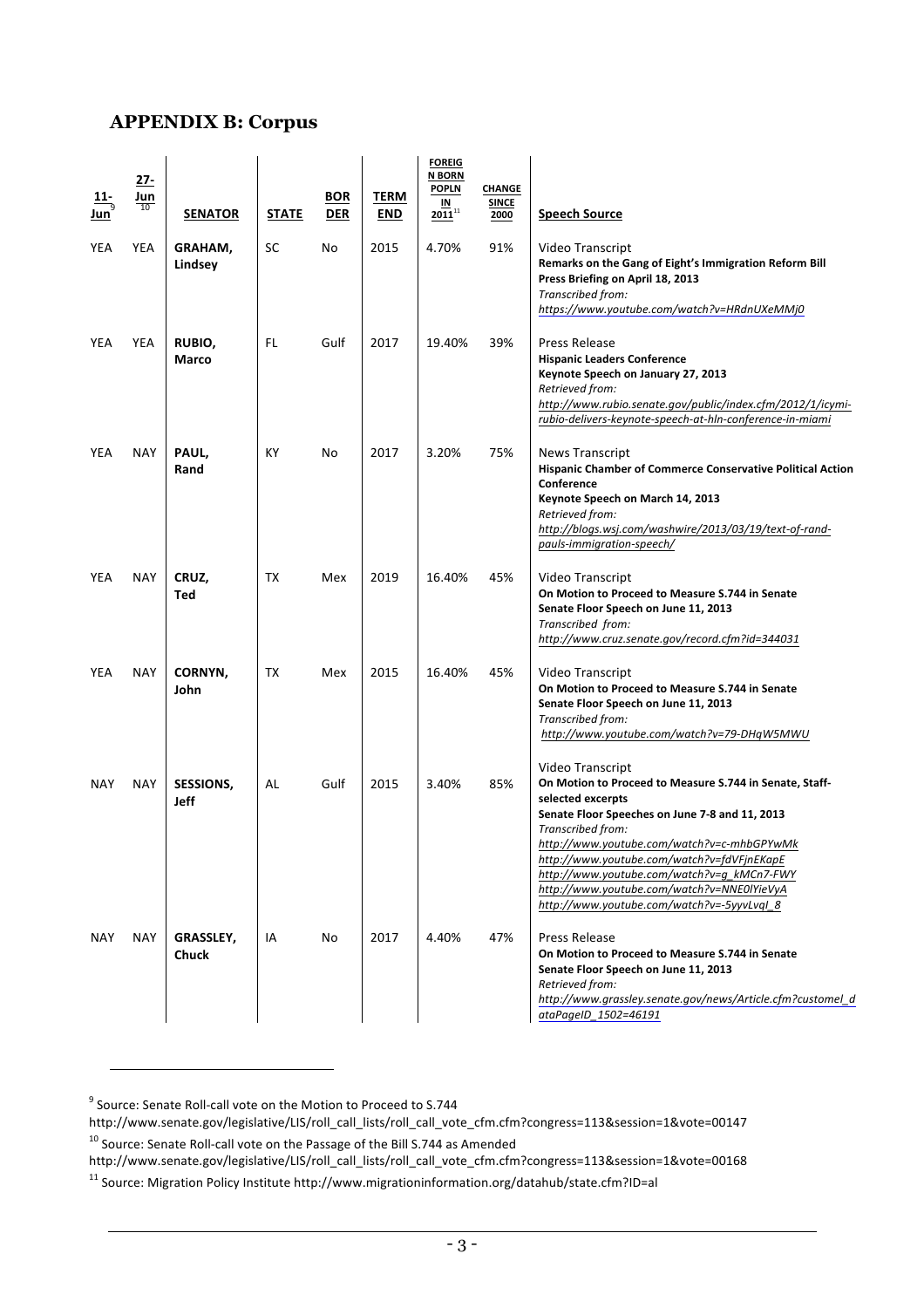## APPENDIX B: Corpus

| 11-Jun[9] | 27-Jun[10] | SENATOR | STATE | BORDER | TERM END | FOREIGN BORN POPLN IN 2011[11] | CHANGE SINCE 2000 | Speech Source |
|---|---|---|---|---|---|---|---|---|
| YEA | YEA | GRAHAM, Lindsey | SC | No | 2015 | 4.70% | 91% | Video Transcript<br>**Remarks on the Gang of Eight's Immigration Reform Bill**<br>**Press Briefing on April 18, 2013**<br>*Transcribed from:*<br>*https://www.youtube.com/watch?v=HRdnUXeMMj0* |
| YEA | YEA | RUBIO, Marco | FL | Gulf | 2017 | 19.40% | 39% | Press Release<br>**Hispanic Leaders Conference**<br>**Keynote Speech on January 27, 2013**<br>*Retrieved from:*<br>*http://www.rubio.senate.gov/public/index.cfm/2012/1/icymi-rubio-delivers-keynote-speech-at-hln-conference-in-miami* |
| YEA | NAY | PAUL, Rand | KY | No | 2017 | 3.20% | 75% | News Transcript<br>**Hispanic Chamber of Commerce Conservative Political Action Conference**<br>**Keynote Speech on March 14, 2013**<br>*Retrieved from:*<br>*http://blogs.wsj.com/washwire/2013/03/19/text-of-rand-pauls-immigration-speech/* |
| YEA | NAY | CRUZ, Ted | TX | Mex | 2019 | 16.40% | 45% | Video Transcript<br>**On Motion to Proceed to Measure S.744 in Senate**<br>**Senate Floor Speech on June 11, 2013**<br>*Transcribed from:*<br>*http://www.cruz.senate.gov/record.cfm?id=344031* |
| YEA | NAY | CORNYN, John | TX | Mex | 2015 | 16.40% | 45% | Video Transcript<br>**On Motion to Proceed to Measure S.744 in Senate**<br>**Senate Floor Speech on June 11, 2013**<br>*Transcribed from:*<br>*http://www.youtube.com/watch?v=79-DHqW5MWU* |
| NAY | NAY | SESSIONS, Jeff | AL | Gulf | 2015 | 3.40% | 85% | Video Transcript<br>**On Motion to Proceed to Measure S.744 in Senate, Staff-selected excerpts**<br>**Senate Floor Speeches on June 7-8 and 11, 2013**<br>*Transcribed from:*<br>*http://www.youtube.com/watch?v=c-mhbGPYwMk*<br>*http://www.youtube.com/watch?v=fdVFjnEKapE*<br>*http://www.youtube.com/watch?v=g_kMCn7-FWY*<br>*http://www.youtube.com/watch?v=NNE0lYieVyA*<br>*http://www.youtube.com/watch?v=-5yyvLvqI_8* |
| NAY | NAY | GRASSLEY, Chuck | IA | No | 2017 | 4.40% | 47% | Press Release<br>**On Motion to Proceed to Measure S.744 in Senate**<br>**Senate Floor Speech on June 11, 2013**<br>*Retrieved from:*<br>*http://www.grassley.senate.gov/news/Article.cfm?customel_dataPageID_1502=46191* |

[9] Source: Senate Roll-call vote on the Motion to Proceed to S.744
http://www.senate.gov/legislative/LIS/roll_call_lists/roll_call_vote_cfm.cfm?congress=113&session=1&vote=00147

[10] Source: Senate Roll-call vote on the Passage of the Bill S.744 as Amended
http://www.senate.gov/legislative/LIS/roll_call_lists/roll_call_vote_cfm.cfm?congress=113&session=1&vote=00168

[11] Source: Migration Policy Institute http://www.migrationinformation.org/datahub/state.cfm?ID=al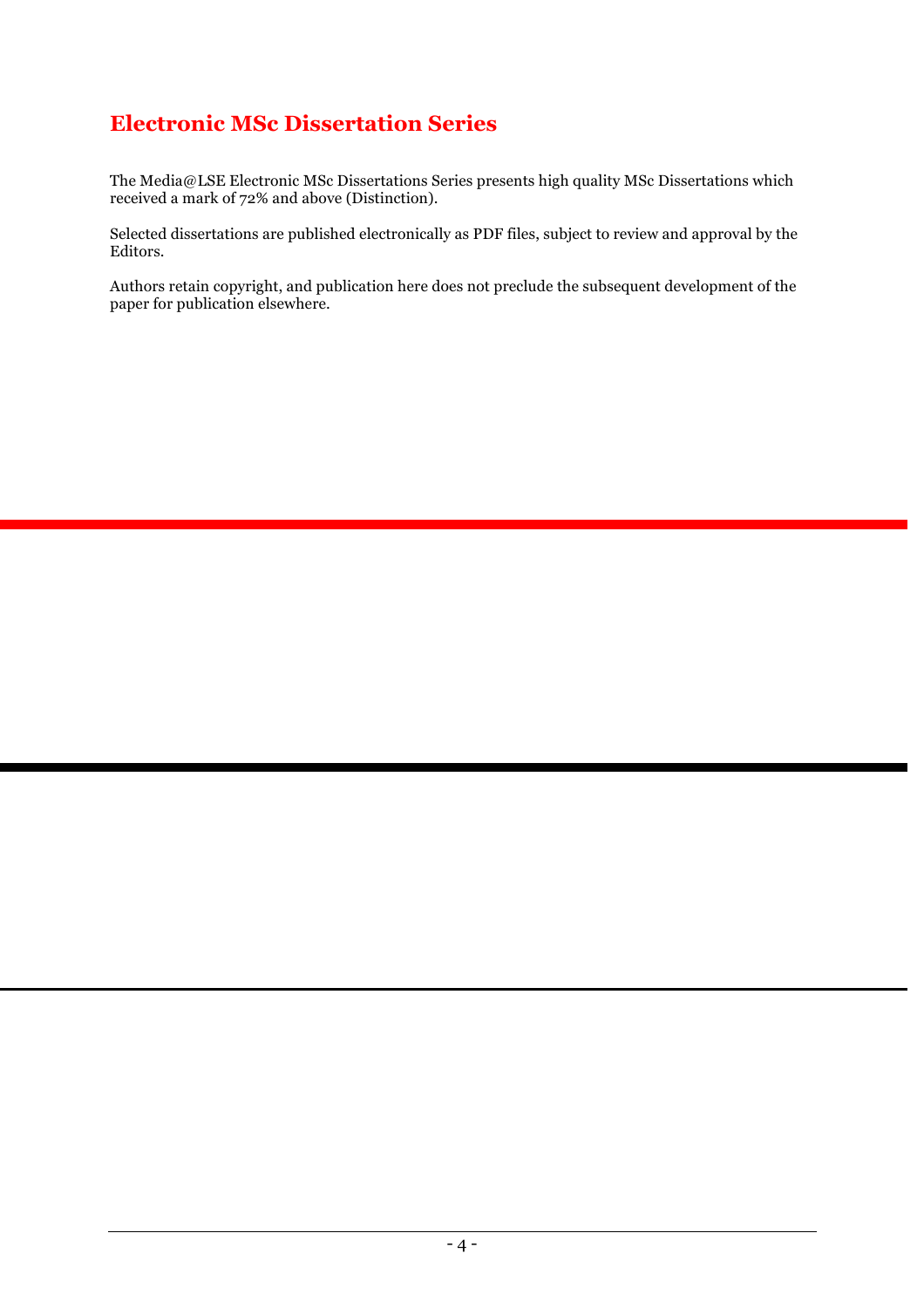## Electronic MSc Dissertation Series

The Media@LSE Electronic MSc Dissertations Series presents high quality MSc Dissertations which received a mark of 72% and above (Distinction).

Selected dissertations are published electronically as PDF files, subject to review and approval by the Editors.

Authors retain copyright, and publication here does not preclude the subsequent development of the paper for publication elsewhere.